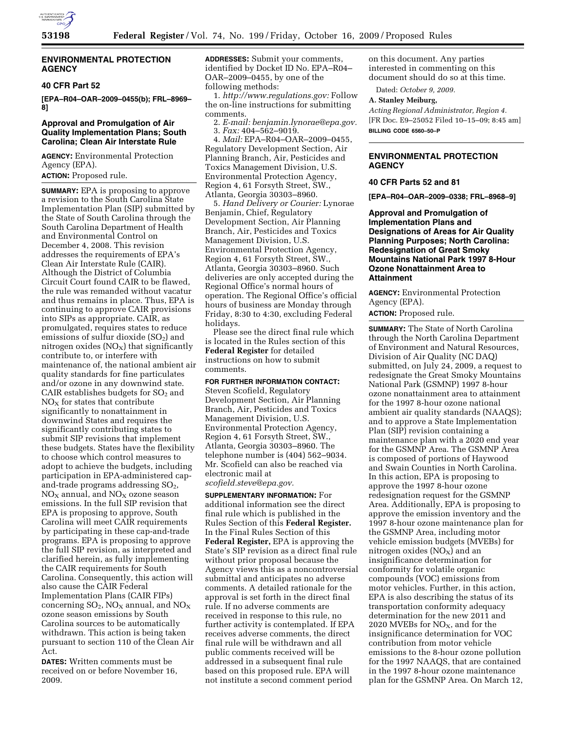## ENVIRONMENTAL PROTECTION AGENCY

### 40 CFR Part 52

**[EPA–R04–OAR–2009–0455(b); FRL–8969–8]**

### Approval and Promulgation of Air Quality Implementation Plans; South Carolina; Clean Air Interstate Rule

**AGENCY:** Environmental Protection Agency (EPA).

**ACTION:** Proposed rule.

**SUMMARY:** EPA is proposing to approve a revision to the South Carolina State Implementation Plan (SIP) submitted by the State of South Carolina through the South Carolina Department of Health and Environmental Control on December 4, 2008. This revision addresses the requirements of EPA's Clean Air Interstate Rule (CAIR). Although the District of Columbia Circuit Court found CAIR to be flawed, the rule was remanded without vacatur and thus remains in place. Thus, EPA is continuing to approve CAIR provisions into SIPs as appropriate. CAIR, as promulgated, requires states to reduce emissions of sulfur dioxide ($SO_2$) and nitrogen oxides ($NO_X$) that significantly contribute to, or interfere with maintenance of, the national ambient air quality standards for fine particulates and/or ozone in any downwind state. CAIR establishes budgets for $SO_2$ and $NO_X$ for states that contribute significantly to nonattainment in downwind States and requires the significantly contributing states to submit SIP revisions that implement these budgets. States have the flexibility to choose which control measures to adopt to achieve the budgets, including participation in EPA-administered cap-and-trade programs addressing $SO_2$, $NO_X$ annual, and $NO_X$ ozone season emissions. In the full SIP revision that EPA is proposing to approve, South Carolina will meet CAIR requirements by participating in these cap-and-trade programs. EPA is proposing to approve the full SIP revision, as interpreted and clarified herein, as fully implementing the CAIR requirements for South Carolina. Consequently, this action will also cause the CAIR Federal Implementation Plans (CAIR FIPs) concerning $SO_2$, $NO_X$ annual, and $NO_X$ ozone season emissions by South Carolina sources to be automatically withdrawn. This action is being taken pursuant to section 110 of the Clean Air Act.

**DATES:** Written comments must be received on or before November 16, 2009.

**ADDRESSES:** Submit your comments, identified by Docket ID No. EPA–R04–OAR–2009–0455, by one of the following methods:

1. *http://www.regulations.gov:* Follow the on-line instructions for submitting comments.
2. *E-mail: benjamin.lynorae@epa.gov.*
3. *Fax:* 404–562–9019.
4. *Mail:* EPA–R04–OAR–2009–0455, Regulatory Development Section, Air Planning Branch, Air, Pesticides and Toxics Management Division, U.S. Environmental Protection Agency, Region 4, 61 Forsyth Street, SW., Atlanta, Georgia 30303–8960.
5. *Hand Delivery or Courier:* Lynorae Benjamin, Chief, Regulatory Development Section, Air Planning Branch, Air, Pesticides and Toxics Management Division, U.S. Environmental Protection Agency, Region 4, 61 Forsyth Street, SW., Atlanta, Georgia 30303–8960. Such deliveries are only accepted during the Regional Office's normal hours of operation. The Regional Office's official hours of business are Monday through Friday, 8:30 to 4:30, excluding Federal holidays.

Please see the direct final rule which is located in the Rules section of this **Federal Register** for detailed instructions on how to submit comments.

**FOR FURTHER INFORMATION CONTACT:** Steven Scofield, Regulatory Development Section, Air Planning Branch, Air, Pesticides and Toxics Management Division, U.S. Environmental Protection Agency, Region 4, 61 Forsyth Street, SW., Atlanta, Georgia 30303–8960. The telephone number is (404) 562–9034. Mr. Scofield can also be reached via electronic mail at *scofield.steve@epa.gov.*

**SUPPLEMENTARY INFORMATION:** For additional information see the direct final rule which is published in the Rules Section of this **Federal Register.** In the Final Rules Section of this **Federal Register,** EPA is approving the State's SIP revision as a direct final rule without prior proposal because the Agency views this as a noncontroversial submittal and anticipates no adverse comments. A detailed rationale for the approval is set forth in the direct final rule. If no adverse comments are received in response to this rule, no further activity is contemplated. If EPA receives adverse comments, the direct final rule will be withdrawn and all public comments received will be addressed in a subsequent final rule based on this proposed rule. EPA will not institute a second comment period on this document. Any parties interested in commenting on this document should do so at this time.

Dated: *October 9, 2009.*

**A. Stanley Meiburg,**

*Acting Regional Administrator, Region 4.*

[FR Doc. E9–25052 Filed 10–15–09; 8:45 am]

**BILLING CODE 6560–50–P**

---

## ENVIRONMENTAL PROTECTION AGENCY

### 40 CFR Parts 52 and 81

**[EPA–R04–OAR–2009–0338; FRL–8968–9]**

### Approval and Promulgation of Implementation Plans and Designations of Areas for Air Quality Planning Purposes; North Carolina: Redesignation of Great Smoky Mountains National Park 1997 8-Hour Ozone Nonattainment Area to Attainment

**AGENCY:** Environmental Protection Agency (EPA).

**ACTION:** Proposed rule.

**SUMMARY:** The State of North Carolina through the North Carolina Department of Environment and Natural Resources, Division of Air Quality (NC DAQ) submitted, on July 24, 2009, a request to redesignate the Great Smoky Mountains National Park (GSMNP) 1997 8-hour ozone nonattainment area to attainment for the 1997 8-hour ozone national ambient air quality standards (NAAQS); and to approve a State Implementation Plan (SIP) revision containing a maintenance plan with a 2020 end year for the GSMNP Area. The GSMNP Area is composed of portions of Haywood and Swain Counties in North Carolina. In this action, EPA is proposing to approve the 1997 8-hour ozone redesignation request for the GSMNP Area. Additionally, EPA is proposing to approve the emission inventory and the 1997 8-hour ozone maintenance plan for the GSMNP Area, including motor vehicle emission budgets (MVEBs) for nitrogen oxides ($NO_X$) and an insignificance determination for conformity for volatile organic compounds (VOC) emissions from motor vehicles. Further, in this action, EPA is also describing the status of its transportation conformity adequacy determination for the new 2011 and 2020 MVEBs for $NO_X$, and for the insignificance determination for VOC contribution from motor vehicle emissions to the 8-hour ozone pollution for the 1997 NAAQS, that are contained in the 1997 8-hour ozone maintenance plan for the GSMNP Area. On March 12,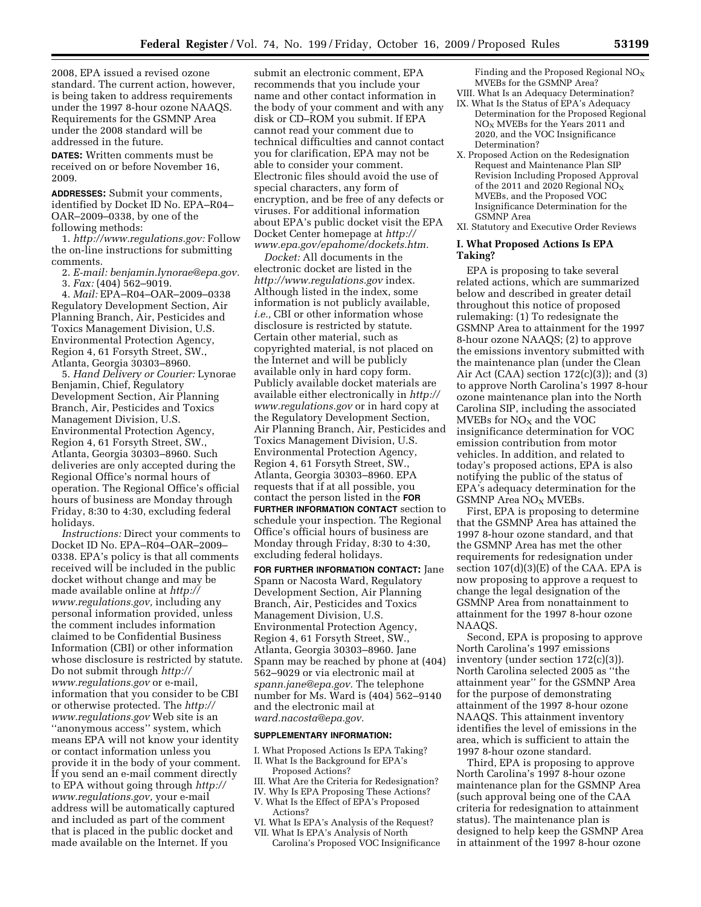2008, EPA issued a revised ozone standard. The current action, however, is being taken to address requirements under the 1997 8-hour ozone NAAQS. Requirements for the GSMNP Area under the 2008 standard will be addressed in the future.

**DATES:** Written comments must be received on or before November 16, 2009.

**ADDRESSES:** Submit your comments, identified by Docket ID No. EPA–R04–OAR–2009–0338, by one of the following methods:

1. *http://www.regulations.gov:* Follow the on-line instructions for submitting comments.
2. *E-mail: benjamin.lynorae@epa.gov.*
3. *Fax:* (404) 562–9019.
4. *Mail:* EPA–R04–OAR–2009–0338 Regulatory Development Section, Air Planning Branch, Air, Pesticides and Toxics Management Division, U.S. Environmental Protection Agency, Region 4, 61 Forsyth Street, SW., Atlanta, Georgia 30303–8960.
5. *Hand Delivery or Courier:* Lynorae Benjamin, Chief, Regulatory Development Section, Air Planning Branch, Air, Pesticides and Toxics Management Division, U.S. Environmental Protection Agency, Region 4, 61 Forsyth Street, SW., Atlanta, Georgia 30303–8960. Such deliveries are only accepted during the Regional Office's normal hours of operation. The Regional Office's official hours of business are Monday through Friday, 8:30 to 4:30, excluding federal holidays.

*Instructions:* Direct your comments to Docket ID No. EPA–R04–OAR–2009–0338. EPA's policy is that all comments received will be included in the public docket without change and may be made available online at *http://www.regulations.gov,* including any personal information provided, unless the comment includes information claimed to be Confidential Business Information (CBI) or other information whose disclosure is restricted by statute. Do not submit through *http://www.regulations.gov* or e-mail, information that you consider to be CBI or otherwise protected. The *http://www.regulations.gov* Web site is an ''anonymous access'' system, which means EPA will not know your identity or contact information unless you provide it in the body of your comment. If you send an e-mail comment directly to EPA without going through *http://www.regulations.gov,* your e-mail address will be automatically captured and included as part of the comment that is placed in the public docket and made available on the Internet. If you submit an electronic comment, EPA recommends that you include your name and other contact information in the body of your comment and with any disk or CD–ROM you submit. If EPA cannot read your comment due to technical difficulties and cannot contact you for clarification, EPA may not be able to consider your comment. Electronic files should avoid the use of special characters, any form of encryption, and be free of any defects or viruses. For additional information about EPA's public docket visit the EPA Docket Center homepage at *http://www.epa.gov/epahome/dockets.htm.*

*Docket:* All documents in the electronic docket are listed in the *http://www.regulations.gov* index. Although listed in the index, some information is not publicly available, *i.e.,* CBI or other information whose disclosure is restricted by statute. Certain other material, such as copyrighted material, is not placed on the Internet and will be publicly available only in hard copy form. Publicly available docket materials are available either electronically in *http://www.regulations.gov* or in hard copy at the Regulatory Development Section, Air Planning Branch, Air, Pesticides and Toxics Management Division, U.S. Environmental Protection Agency, Region 4, 61 Forsyth Street, SW., Atlanta, Georgia 30303–8960. EPA requests that if at all possible, you contact the person listed in the **FOR FURTHER INFORMATION CONTACT** section to schedule your inspection. The Regional Office's official hours of business are Monday through Friday, 8:30 to 4:30, excluding federal holidays.

**FOR FURTHER INFORMATION CONTACT:** Jane Spann or Nacosta Ward, Regulatory Development Section, Air Planning Branch, Air, Pesticides and Toxics Management Division, U.S. Environmental Protection Agency, Region 4, 61 Forsyth Street, SW., Atlanta, Georgia 30303–8960. Jane Spann may be reached by phone at (404) 562–9029 or via electronic mail at *spann.jane@epa.gov.* The telephone number for Ms. Ward is (404) 562–9140 and the electronic mail at *ward.nacosta@epa.gov.*

**SUPPLEMENTARY INFORMATION:**

I. What Proposed Actions Is EPA Taking?
II. What Is the Background for EPA's Proposed Actions?
III. What Are the Criteria for Redesignation?
IV. Why Is EPA Proposing These Actions?
V. What Is the Effect of EPA's Proposed Actions?
VI. What Is EPA's Analysis of the Request?
VII. What Is EPA's Analysis of North Carolina's Proposed VOC Insignificance Finding and the Proposed Regional $NO_X$ MVEBs for the GSMNP Area?
VIII. What Is an Adequacy Determination?
IX. What Is the Status of EPA's Adequacy Determination for the Proposed Regional $NO_X$ MVEBs for the Years 2011 and 2020, and the VOC Insignificance Determination?
X. Proposed Action on the Redesignation Request and Maintenance Plan SIP Revision Including Proposed Approval of the 2011 and 2020 Regional $NO_X$ MVEBs, and the Proposed VOC Insignificance Determination for the GSMNP Area
XI. Statutory and Executive Order Reviews

## I. What Proposed Actions Is EPA Taking?

EPA is proposing to take several related actions, which are summarized below and described in greater detail throughout this notice of proposed rulemaking: (1) To redesignate the GSMNP Area to attainment for the 1997 8-hour ozone NAAQS; (2) to approve the emissions inventory submitted with the maintenance plan (under the Clean Air Act (CAA) section 172(c)(3)); and (3) to approve North Carolina's 1997 8-hour ozone maintenance plan into the North Carolina SIP, including the associated MVEBs for $NO_X$ and the VOC insignificance determination for VOC emission contribution from motor vehicles. In addition, and related to today's proposed actions, EPA is also notifying the public of the status of EPA's adequacy determination for the GSMNP Area $NO_X$ MVEBs.

First, EPA is proposing to determine that the GSMNP Area has attained the 1997 8-hour ozone standard, and that the GSMNP Area has met the other requirements for redesignation under section 107(d)(3)(E) of the CAA. EPA is now proposing to approve a request to change the legal designation of the GSMNP Area from nonattainment to attainment for the 1997 8-hour ozone NAAQS.

Second, EPA is proposing to approve North Carolina's 1997 emissions inventory (under section 172(c)(3)). North Carolina selected 2005 as ''the attainment year'' for the GSMNP Area for the purpose of demonstrating attainment of the 1997 8-hour ozone NAAQS. This attainment inventory identifies the level of emissions in the area, which is sufficient to attain the 1997 8-hour ozone standard.

Third, EPA is proposing to approve North Carolina's 1997 8-hour ozone maintenance plan for the GSMNP Area (such approval being one of the CAA criteria for redesignation to attainment status). The maintenance plan is designed to help keep the GSMNP Area in attainment of the 1997 8-hour ozone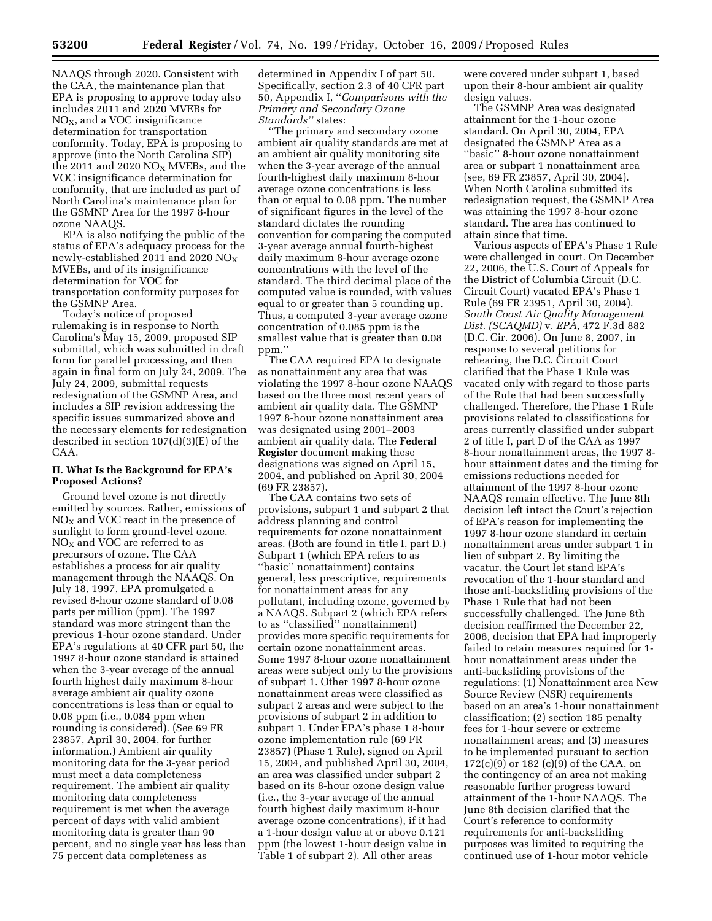NAAQS through 2020. Consistent with the CAA, the maintenance plan that EPA is proposing to approve today also includes 2011 and 2020 MVEBs for $NO_X$, and a VOC insignificance determination for transportation conformity. Today, EPA is proposing to approve (into the North Carolina SIP) the 2011 and 2020 $NO_X$ MVEBs, and the VOC insignificance determination for conformity, that are included as part of North Carolina's maintenance plan for the GSMNP Area for the 1997 8-hour ozone NAAQS.

EPA is also notifying the public of the status of EPA's adequacy process for the newly-established 2011 and 2020 $NO_X$ MVEBs, and of its insignificance determination for VOC for transportation conformity purposes for the GSMNP Area.

Today's notice of proposed rulemaking is in response to North Carolina's May 15, 2009, proposed SIP submittal, which was submitted in draft form for parallel processing, and then again in final form on July 24, 2009. The July 24, 2009, submittal requests redesignation of the GSMNP Area, and includes a SIP revision addressing the specific issues summarized above and the necessary elements for redesignation described in section 107(d)(3)(E) of the CAA.

## II. What Is the Background for EPA's Proposed Actions?

Ground level ozone is not directly emitted by sources. Rather, emissions of $NO_X$ and VOC react in the presence of sunlight to form ground-level ozone. $NO_X$ and VOC are referred to as precursors of ozone. The CAA establishes a process for air quality management through the NAAQS. On July 18, 1997, EPA promulgated a revised 8-hour ozone standard of 0.08 parts per million (ppm). The 1997 standard was more stringent than the previous 1-hour ozone standard. Under EPA's regulations at 40 CFR part 50, the 1997 8-hour ozone standard is attained when the 3-year average of the annual fourth highest daily maximum 8-hour average ambient air quality ozone concentrations is less than or equal to 0.08 ppm (i.e., 0.084 ppm when rounding is considered). (See 69 FR 23857, April 30, 2004, for further information.) Ambient air quality monitoring data for the 3-year period must meet a data completeness requirement. The ambient air quality monitoring data completeness requirement is met when the average percent of days with valid ambient monitoring data is greater than 90 percent, and no single year has less than 75 percent data completeness as determined in Appendix I of part 50. Specifically, section 2.3 of 40 CFR part 50, Appendix I, "*Comparisons with the Primary and Secondary Ozone Standards*" states:

"The primary and secondary ozone ambient air quality standards are met at an ambient air quality monitoring site when the 3-year average of the annual fourth-highest daily maximum 8-hour average ozone concentrations is less than or equal to 0.08 ppm. The number of significant figures in the level of the standard dictates the rounding convention for comparing the computed 3-year average annual fourth-highest daily maximum 8-hour average ozone concentrations with the level of the standard. The third decimal place of the computed value is rounded, with values equal to or greater than 5 rounding up. Thus, a computed 3-year average ozone concentration of 0.085 ppm is the smallest value that is greater than 0.08 ppm."

The CAA required EPA to designate as nonattainment any area that was violating the 1997 8-hour ozone NAAQS based on the three most recent years of ambient air quality data. The GSMNP 1997 8-hour ozone nonattainment area was designated using 2001–2003 ambient air quality data. The **Federal Register** document making these designations was signed on April 15, 2004, and published on April 30, 2004 (69 FR 23857).

The CAA contains two sets of provisions, subpart 1 and subpart 2 that address planning and control requirements for ozone nonattainment areas. (Both are found in title I, part D.) Subpart 1 (which EPA refers to as "basic" nonattainment) contains general, less prescriptive, requirements for nonattainment areas for any pollutant, including ozone, governed by a NAAQS. Subpart 2 (which EPA refers to as "classified" nonattainment) provides more specific requirements for certain ozone nonattainment areas. Some 1997 8-hour ozone nonattainment areas were subject only to the provisions of subpart 1. Other 1997 8-hour ozone nonattainment areas were classified as subpart 2 areas and were subject to the provisions of subpart 2 in addition to subpart 1. Under EPA's phase 1 8-hour ozone implementation rule (69 FR 23857) (Phase 1 Rule), signed on April 15, 2004, and published April 30, 2004, an area was classified under subpart 2 based on its 8-hour ozone design value (i.e., the 3-year average of the annual fourth highest daily maximum 8-hour average ozone concentrations), if it had a 1-hour design value at or above 0.121 ppm (the lowest 1-hour design value in Table 1 of subpart 2). All other areas were covered under subpart 1, based upon their 8-hour ambient air quality design values.

The GSMNP Area was designated attainment for the 1-hour ozone standard. On April 30, 2004, EPA designated the GSMNP Area as a "basic" 8-hour ozone nonattainment area or subpart 1 nonattainment area (see, 69 FR 23857, April 30, 2004). When North Carolina submitted its redesignation request, the GSMNP Area was attaining the 1997 8-hour ozone standard. The area has continued to attain since that time.

Various aspects of EPA's Phase 1 Rule were challenged in court. On December 22, 2006, the U.S. Court of Appeals for the District of Columbia Circuit (D.C. Circuit Court) vacated EPA's Phase 1 Rule (69 FR 23951, April 30, 2004). *South Coast Air Quality Management Dist. (SCAQMD)* v. *EPA,* 472 F.3d 882 (D.C. Cir. 2006). On June 8, 2007, in response to several petitions for rehearing, the D.C. Circuit Court clarified that the Phase 1 Rule was vacated only with regard to those parts of the Rule that had been successfully challenged. Therefore, the Phase 1 Rule provisions related to classifications for areas currently classified under subpart 2 of title I, part D of the CAA as 1997 8-hour nonattainment areas, the 1997 8-hour attainment dates and the timing for emissions reductions needed for attainment of the 1997 8-hour ozone NAAQS remain effective. The June 8th decision left intact the Court's rejection of EPA's reason for implementing the 1997 8-hour ozone standard in certain nonattainment areas under subpart 1 in lieu of subpart 2. By limiting the vacatur, the Court let stand EPA's revocation of the 1-hour standard and those anti-backsliding provisions of the Phase 1 Rule that had not been successfully challenged. The June 8th decision reaffirmed the December 22, 2006, decision that EPA had improperly failed to retain measures required for 1-hour nonattainment areas under the anti-backsliding provisions of the regulations: (1) Nonattainment area New Source Review (NSR) requirements based on an area's 1-hour nonattainment classification; (2) section 185 penalty fees for 1-hour severe or extreme nonattainment areas; and (3) measures to be implemented pursuant to section 172(c)(9) or 182 (c)(9) of the CAA, on the contingency of an area not making reasonable further progress toward attainment of the 1-hour NAAQS. The June 8th decision clarified that the Court's reference to conformity requirements for anti-backsliding purposes was limited to requiring the continued use of 1-hour motor vehicle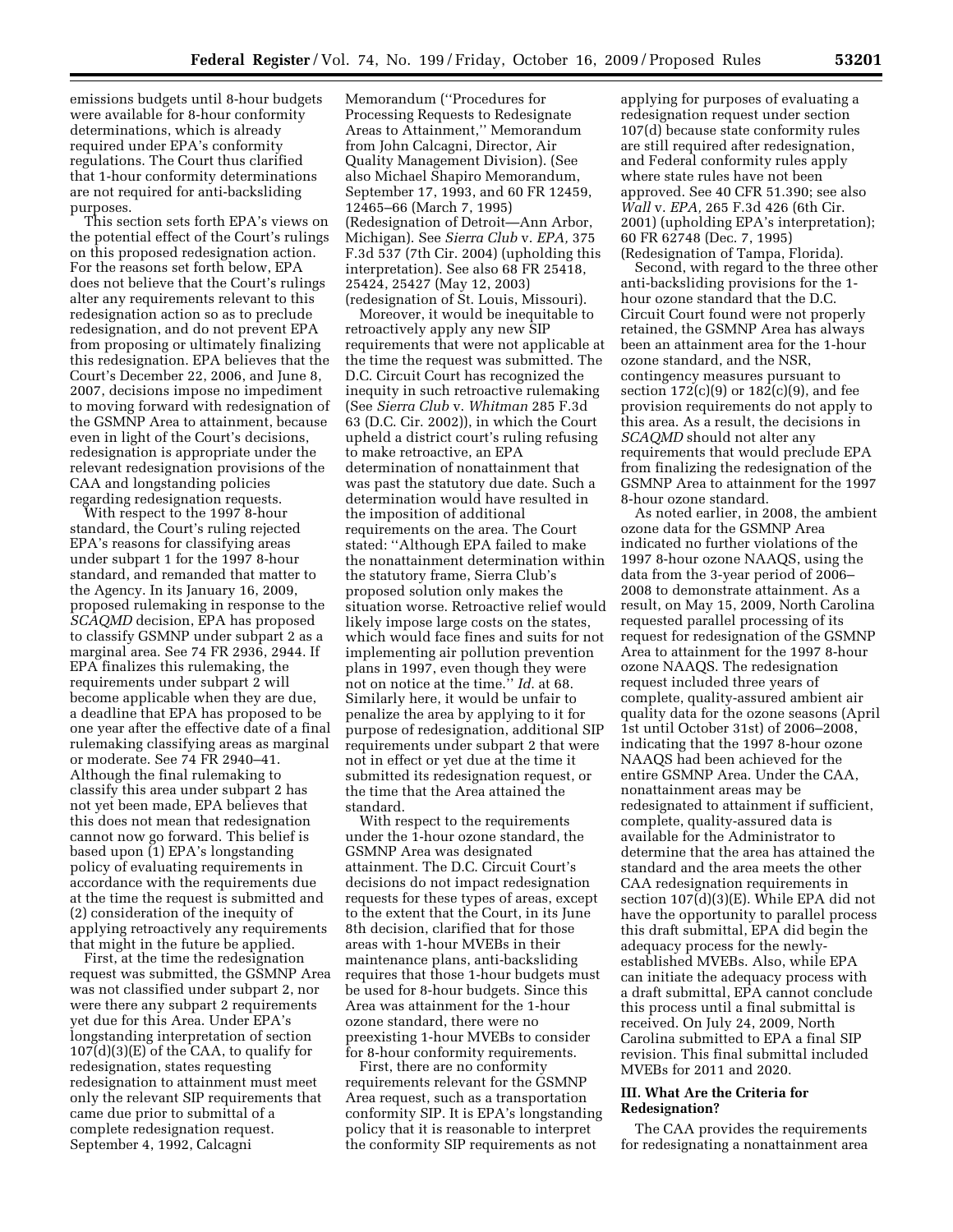emissions budgets until 8-hour budgets were available for 8-hour conformity determinations, which is already required under EPA's conformity regulations. The Court thus clarified that 1-hour conformity determinations are not required for anti-backsliding purposes.

This section sets forth EPA's views on the potential effect of the Court's rulings on this proposed redesignation action. For the reasons set forth below, EPA does not believe that the Court's rulings alter any requirements relevant to this redesignation action so as to preclude redesignation, and do not prevent EPA from proposing or ultimately finalizing this redesignation. EPA believes that the Court's December 22, 2006, and June 8, 2007, decisions impose no impediment to moving forward with redesignation of the GSMNP Area to attainment, because even in light of the Court's decisions, redesignation is appropriate under the relevant redesignation provisions of the CAA and longstanding policies regarding redesignation requests.

With respect to the 1997 8-hour standard, the Court's ruling rejected EPA's reasons for classifying areas under subpart 1 for the 1997 8-hour standard, and remanded that matter to the Agency. In its January 16, 2009, proposed rulemaking in response to the *SCAQMD* decision, EPA has proposed to classify GSMNP under subpart 2 as a marginal area. See 74 FR 2936, 2944. If EPA finalizes this rulemaking, the requirements under subpart 2 will become applicable when they are due, a deadline that EPA has proposed to be one year after the effective date of a final rulemaking classifying areas as marginal or moderate. See 74 FR 2940–41. Although the final rulemaking to classify this area under subpart 2 has not yet been made, EPA believes that this does not mean that redesignation cannot now go forward. This belief is based upon (1) EPA's longstanding policy of evaluating requirements in accordance with the requirements due at the time the request is submitted and (2) consideration of the inequity of applying retroactively any requirements that might in the future be applied.

First, at the time the redesignation request was submitted, the GSMNP Area was not classified under subpart 2, nor were there any subpart 2 requirements yet due for this Area. Under EPA's longstanding interpretation of section 107(d)(3)(E) of the CAA, to qualify for redesignation, states requesting redesignation to attainment must meet only the relevant SIP requirements that came due prior to submittal of a complete redesignation request. September 4, 1992, Calcagni Memorandum (''Procedures for Processing Requests to Redesignate Areas to Attainment,'' Memorandum from John Calcagni, Director, Air Quality Management Division). (See also Michael Shapiro Memorandum, September 17, 1993, and 60 FR 12459, 12465–66 (March 7, 1995) (Redesignation of Detroit—Ann Arbor, Michigan). See *Sierra Club* v. *EPA,* 375 F.3d 537 (7th Cir. 2004) (upholding this interpretation). See also 68 FR 25418, 25424, 25427 (May 12, 2003) (redesignation of St. Louis, Missouri).

Moreover, it would be inequitable to retroactively apply any new SIP requirements that were not applicable at the time the request was submitted. The D.C. Circuit Court has recognized the inequity in such retroactive rulemaking (See *Sierra Club* v. *Whitman* 285 F.3d 63 (D.C. Cir. 2002)), in which the Court upheld a district court's ruling refusing to make retroactive, an EPA determination of nonattainment that was past the statutory due date. Such a determination would have resulted in the imposition of additional requirements on the area. The Court stated: ''Although EPA failed to make the nonattainment determination within the statutory frame, Sierra Club's proposed solution only makes the situation worse. Retroactive relief would likely impose large costs on the states, which would face fines and suits for not implementing air pollution prevention plans in 1997, even though they were not on notice at the time.'' *Id.* at 68. Similarly here, it would be unfair to penalize the area by applying to it for purpose of redesignation, additional SIP requirements under subpart 2 that were not in effect or yet due at the time it submitted its redesignation request, or the time that the Area attained the standard.

With respect to the requirements under the 1-hour ozone standard, the GSMNP Area was designated attainment. The D.C. Circuit Court's decisions do not impact redesignation requests for these types of areas, except to the extent that the Court, in its June 8th decision, clarified that for those areas with 1-hour MVEBs in their maintenance plans, anti-backsliding requires that those 1-hour budgets must be used for 8-hour budgets. Since this Area was attainment for the 1-hour ozone standard, there were no preexisting 1-hour MVEBs to consider for 8-hour conformity requirements.

First, there are no conformity requirements relevant for the GSMNP Area request, such as a transportation conformity SIP. It is EPA's longstanding policy that it is reasonable to interpret the conformity SIP requirements as not applying for purposes of evaluating a redesignation request under section 107(d) because state conformity rules are still required after redesignation, and Federal conformity rules apply where state rules have not been approved. See 40 CFR 51.390; see also *Wall* v. *EPA,* 265 F.3d 426 (6th Cir. 2001) (upholding EPA's interpretation); 60 FR 62748 (Dec. 7, 1995) (Redesignation of Tampa, Florida).

Second, with regard to the three other anti-backsliding provisions for the 1-hour ozone standard that the D.C. Circuit Court found were not properly retained, the GSMNP Area has always been an attainment area for the 1-hour ozone standard, and the NSR, contingency measures pursuant to section 172(c)(9) or 182(c)(9), and fee provision requirements do not apply to this area. As a result, the decisions in *SCAQMD* should not alter any requirements that would preclude EPA from finalizing the redesignation of the GSMNP Area to attainment for the 1997 8-hour ozone standard.

As noted earlier, in 2008, the ambient ozone data for the GSMNP Area indicated no further violations of the 1997 8-hour ozone NAAQS, using the data from the 3-year period of 2006–2008 to demonstrate attainment. As a result, on May 15, 2009, North Carolina requested parallel processing of its request for redesignation of the GSMNP Area to attainment for the 1997 8-hour ozone NAAQS. The redesignation request included three years of complete, quality-assured ambient air quality data for the ozone seasons (April 1st until October 31st) of 2006–2008, indicating that the 1997 8-hour ozone NAAQS had been achieved for the entire GSMNP Area. Under the CAA, nonattainment areas may be redesignated to attainment if sufficient, complete, quality-assured data is available for the Administrator to determine that the area has attained the standard and the area meets the other CAA redesignation requirements in section 107(d)(3)(E). While EPA did not have the opportunity to parallel process this draft submittal, EPA did begin the adequacy process for the newly-established MVEBs. Also, while EPA can initiate the adequacy process with a draft submittal, EPA cannot conclude this process until a final submittal is received. On July 24, 2009, North Carolina submitted to EPA a final SIP revision. This final submittal included MVEBs for 2011 and 2020.

### III. What Are the Criteria for Redesignation?

The CAA provides the requirements for redesignating a nonattainment area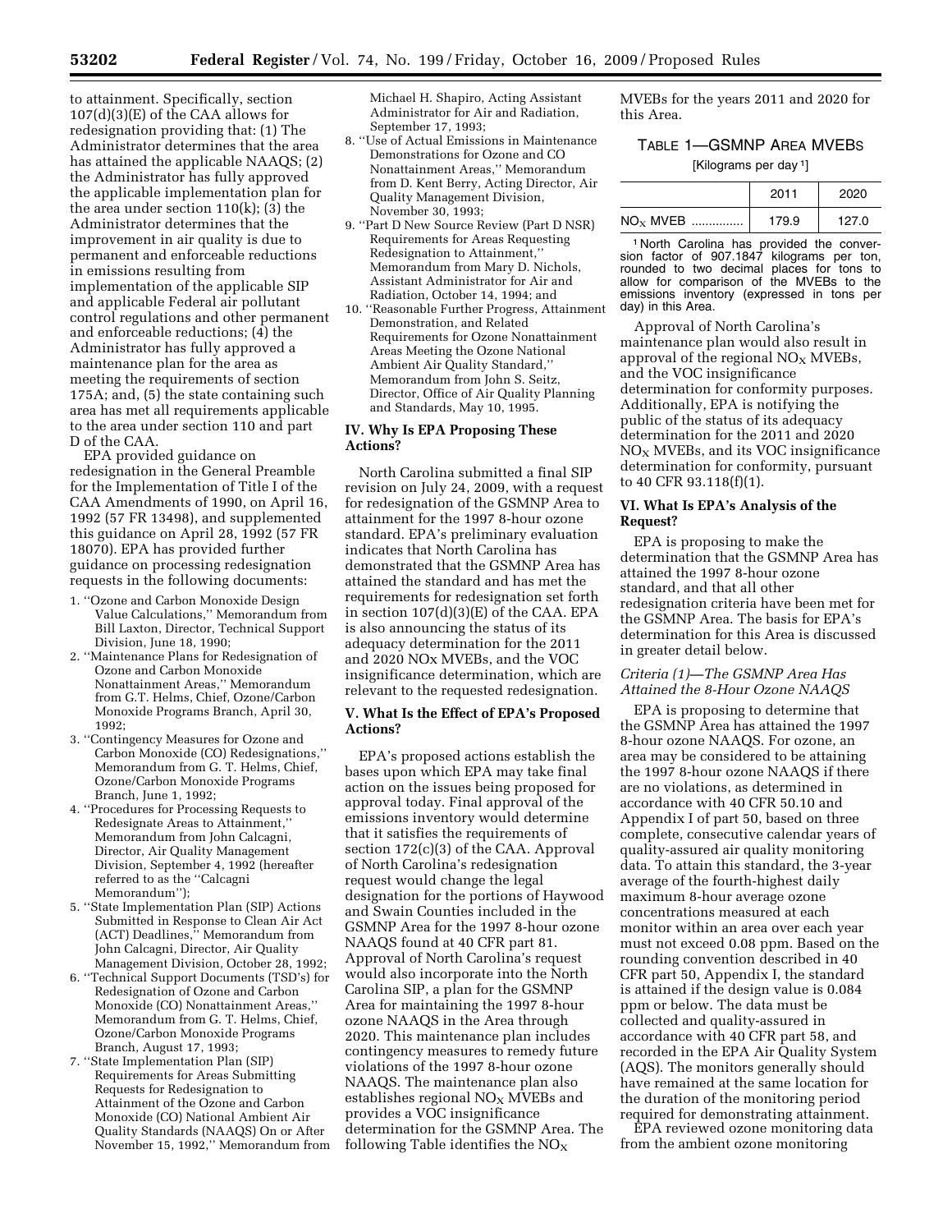to attainment. Specifically, section 107(d)(3)(E) of the CAA allows for redesignation providing that: (1) The Administrator determines that the area has attained the applicable NAAQS; (2) the Administrator has fully approved the applicable implementation plan for the area under section 110(k); (3) the Administrator determines that the improvement in air quality is due to permanent and enforceable reductions in emissions resulting from implementation of the applicable SIP and applicable Federal air pollutant control regulations and other permanent and enforceable reductions; (4) the Administrator has fully approved a maintenance plan for the area as meeting the requirements of section 175A; and, (5) the state containing such area has met all requirements applicable to the area under section 110 and part D of the CAA.

EPA provided guidance on redesignation in the General Preamble for the Implementation of Title I of the CAA Amendments of 1990, on April 16, 1992 (57 FR 13498), and supplemented this guidance on April 28, 1992 (57 FR 18070). EPA has provided further guidance on processing redesignation requests in the following documents:

1. ''Ozone and Carbon Monoxide Design Value Calculations,'' Memorandum from Bill Laxton, Director, Technical Support Division, June 18, 1990;
2. ''Maintenance Plans for Redesignation of Ozone and Carbon Monoxide Nonattainment Areas,'' Memorandum from G.T. Helms, Chief, Ozone/Carbon Monoxide Programs Branch, April 30, 1992;
3. ''Contingency Measures for Ozone and Carbon Monoxide (CO) Redesignations,'' Memorandum from G. T. Helms, Chief, Ozone/Carbon Monoxide Programs Branch, June 1, 1992;
4. ''Procedures for Processing Requests to Redesignate Areas to Attainment,'' Memorandum from John Calcagni, Director, Air Quality Management Division, September 4, 1992 (hereafter referred to as the ''Calcagni Memorandum'');
5. ''State Implementation Plan (SIP) Actions Submitted in Response to Clean Air Act (ACT) Deadlines,'' Memorandum from John Calcagni, Director, Air Quality Management Division, October 28, 1992;
6. ''Technical Support Documents (TSD's) for Redesignation of Ozone and Carbon Monoxide (CO) Nonattainment Areas,'' Memorandum from G. T. Helms, Chief, Ozone/Carbon Monoxide Programs Branch, August 17, 1993;
7. ''State Implementation Plan (SIP) Requirements for Areas Submitting Requests for Redesignation to Attainment of the Ozone and Carbon Monoxide (CO) National Ambient Air Quality Standards (NAAQS) On or After November 15, 1992,'' Memorandum from Michael H. Shapiro, Acting Assistant Administrator for Air and Radiation, September 17, 1993;
8. ''Use of Actual Emissions in Maintenance Demonstrations for Ozone and CO Nonattainment Areas,'' Memorandum from D. Kent Berry, Acting Director, Air Quality Management Division, November 30, 1993;
9. ''Part D New Source Review (Part D NSR) Requirements for Areas Requesting Redesignation to Attainment,'' Memorandum from Mary D. Nichols, Assistant Administrator for Air and Radiation, October 14, 1994; and
10. ''Reasonable Further Progress, Attainment Demonstration, and Related Requirements for Ozone Nonattainment Areas Meeting the Ozone National Ambient Air Quality Standard,'' Memorandum from John S. Seitz, Director, Office of Air Quality Planning and Standards, May 10, 1995.

## IV. Why Is EPA Proposing These Actions?

North Carolina submitted a final SIP revision on July 24, 2009, with a request for redesignation of the GSMNP Area to attainment for the 1997 8-hour ozone standard. EPA's preliminary evaluation indicates that North Carolina has demonstrated that the GSMNP Area has attained the standard and has met the requirements for redesignation set forth in section 107(d)(3)(E) of the CAA. EPA is also announcing the status of its adequacy determination for the 2011 and 2020 NOx MVEBs, and the VOC insignificance determination, which are relevant to the requested redesignation.

## V. What Is the Effect of EPA's Proposed Actions?

EPA's proposed actions establish the bases upon which EPA may take final action on the issues being proposed for approval today. Final approval of the emissions inventory would determine that it satisfies the requirements of section 172(c)(3) of the CAA. Approval of North Carolina's redesignation request would change the legal designation for the portions of Haywood and Swain Counties included in the GSMNP Area for the 1997 8-hour ozone NAAQS found at 40 CFR part 81. Approval of North Carolina's request would also incorporate into the North Carolina SIP, a plan for the GSMNP Area for maintaining the 1997 8-hour ozone NAAQS in the Area through 2020. This maintenance plan includes contingency measures to remedy future violations of the 1997 8-hour ozone NAAQS. The maintenance plan also establishes regional $NO_X$ MVEBs and provides a VOC insignificance determination for the GSMNP Area. The following Table identifies the $NO_X$ MVEBs for the years 2011 and 2020 for this Area.

TABLE 1—GSMNP AREA MVEBS

[Kilograms per day [1]]

| | 2011 | 2020 |
|---|---|---|
| $NO_X$ MVEB ............... | 179.9 | 127.0 |

[1] North Carolina has provided the conversion factor of 907.1847 kilograms per ton, rounded to two decimal places for tons to allow for comparison of the MVEBs to the emissions inventory (expressed in tons per day) in this Area.

Approval of North Carolina's maintenance plan would also result in approval of the regional $NO_X$ MVEBs, and the VOC insignificance determination for conformity purposes. Additionally, EPA is notifying the public of the status of its adequacy determination for the 2011 and 2020 $NO_X$ MVEBs, and its VOC insignificance determination for conformity, pursuant to 40 CFR 93.118(f)(1).

## VI. What Is EPA's Analysis of the Request?

EPA is proposing to make the determination that the GSMNP Area has attained the 1997 8-hour ozone standard, and that all other redesignation criteria have been met for the GSMNP Area. The basis for EPA's determination for this Area is discussed in greater detail below.

### *Criteria (1)—The GSMNP Area Has Attained the 8-Hour Ozone NAAQS*

EPA is proposing to determine that the GSMNP Area has attained the 1997 8-hour ozone NAAQS. For ozone, an area may be considered to be attaining the 1997 8-hour ozone NAAQS if there are no violations, as determined in accordance with 40 CFR 50.10 and Appendix I of part 50, based on three complete, consecutive calendar years of quality-assured air quality monitoring data. To attain this standard, the 3-year average of the fourth-highest daily maximum 8-hour average ozone concentrations measured at each monitor within an area over each year must not exceed 0.08 ppm. Based on the rounding convention described in 40 CFR part 50, Appendix I, the standard is attained if the design value is 0.084 ppm or below. The data must be collected and quality-assured in accordance with 40 CFR part 58, and recorded in the EPA Air Quality System (AQS). The monitors generally should have remained at the same location for the duration of the monitoring period required for demonstrating attainment.

EPA reviewed ozone monitoring data from the ambient ozone monitoring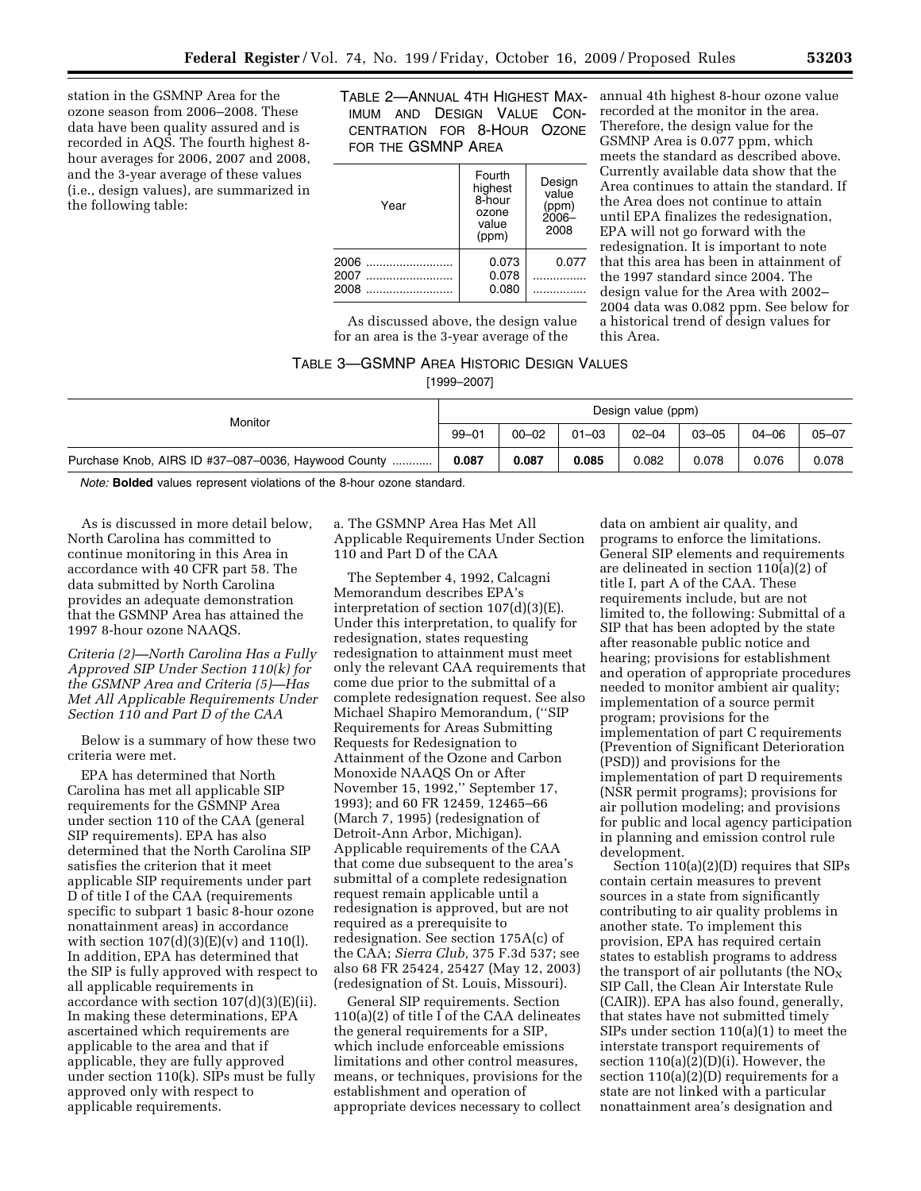station in the GSMNP Area for the ozone season from 2006–2008. These data have been quality assured and is recorded in AQS. The fourth highest 8-hour averages for 2006, 2007 and 2008, and the 3-year average of these values (i.e., design values), are summarized in the following table:

TABLE 2—ANNUAL 4TH HIGHEST MAXIMUM AND DESIGN VALUE CONCENTRATION FOR 8-HOUR OZONE FOR THE GSMNP AREA

| Year | Fourth highest 8-hour ozone value (ppm) | Design value (ppm) 2006–2008 |
| --- | --- | --- |
| 2006 | 0.073 | 0.077 |
| 2007 | 0.078 | |
| 2008 | 0.080 | |

As discussed above, the design value for an area is the 3-year average of the annual 4th highest 8-hour ozone value recorded at the monitor in the area. Therefore, the design value for the GSMNP Area is 0.077 ppm, which meets the standard as described above. Currently available data show that the Area continues to attain the standard. If the Area does not continue to attain until EPA finalizes the redesignation, EPA will not go forward with the redesignation. It is important to note that this area has been in attainment of the 1997 standard since 2004. The design value for the Area with 2002–2004 data was 0.082 ppm. See below for a historical trend of design values for this Area.

TABLE 3—GSMNP AREA HISTORIC DESIGN VALUES
[1999–2007]

| Monitor | Design value (ppm) | | | | | | |
| --- | --- | --- | --- | --- | --- | --- | --- |
| | 99–01 | 00–02 | 01–03 | 02–04 | 03–05 | 04–06 | 05–07 |
| Purchase Knob, AIRS ID #37–087–0036, Haywood County | **0.087** | **0.087** | **0.085** | 0.082 | 0.078 | 0.076 | 0.078 |

*Note:* **Bolded** values represent violations of the 8-hour ozone standard.

As is discussed in more detail below, North Carolina has committed to continue monitoring in this Area in accordance with 40 CFR part 58. The data submitted by North Carolina provides an adequate demonstration that the GSMNP Area has attained the 1997 8-hour ozone NAAQS.

*Criteria (2)—North Carolina Has a Fully Approved SIP Under Section 110(k) for the GSMNP Area and Criteria (5)—Has Met All Applicable Requirements Under Section 110 and Part D of the CAA*

Below is a summary of how these two criteria were met.

EPA has determined that North Carolina has met all applicable SIP requirements for the GSMNP Area under section 110 of the CAA (general SIP requirements). EPA has also determined that the North Carolina SIP satisfies the criterion that it meet applicable SIP requirements under part D of title I of the CAA (requirements specific to subpart 1 basic 8-hour ozone nonattainment areas) in accordance with section 107(d)(3)(E)(v) and 110(l). In addition, EPA has determined that the SIP is fully approved with respect to all applicable requirements in accordance with section 107(d)(3)(E)(ii). In making these determinations, EPA ascertained which requirements are applicable to the area and that if applicable, they are fully approved under section 110(k). SIPs must be fully approved only with respect to applicable requirements.

a. The GSMNP Area Has Met All Applicable Requirements Under Section 110 and Part D of the CAA

The September 4, 1992, Calcagni Memorandum describes EPA's interpretation of section 107(d)(3)(E). Under this interpretation, to qualify for redesignation, states requesting redesignation to attainment must meet only the relevant CAA requirements that come due prior to the submittal of a complete redesignation request. See also Michael Shapiro Memorandum, (''SIP Requirements for Areas Submitting Requests for Redesignation to Attainment of the Ozone and Carbon Monoxide NAAQS On or After November 15, 1992,'' September 17, 1993); and 60 FR 12459, 12465–66 (March 7, 1995) (redesignation of Detroit-Ann Arbor, Michigan). Applicable requirements of the CAA that come due subsequent to the area's submittal of a complete redesignation request remain applicable until a redesignation is approved, but are not required as a prerequisite to redesignation. See section 175A(c) of the CAA; *Sierra Club,* 375 F.3d 537; see also 68 FR 25424, 25427 (May 12, 2003) (redesignation of St. Louis, Missouri).

General SIP requirements. Section 110(a)(2) of title I of the CAA delineates the general requirements for a SIP, which include enforceable emissions limitations and other control measures, means, or techniques, provisions for the establishment and operation of appropriate devices necessary to collect data on ambient air quality, and programs to enforce the limitations. General SIP elements and requirements are delineated in section 110(a)(2) of title I, part A of the CAA. These requirements include, but are not limited to, the following: Submittal of a SIP that has been adopted by the state after reasonable public notice and hearing; provisions for establishment and operation of appropriate procedures needed to monitor ambient air quality; implementation of a source permit program; provisions for the implementation of part C requirements (Prevention of Significant Deterioration (PSD)) and provisions for the implementation of part D requirements (NSR permit programs); provisions for air pollution modeling; and provisions for public and local agency participation in planning and emission control rule development.

Section 110(a)(2)(D) requires that SIPs contain certain measures to prevent sources in a state from significantly contributing to air quality problems in another state. To implement this provision, EPA has required certain states to establish programs to address the transport of air pollutants (the $NO_X$ SIP Call, the Clean Air Interstate Rule (CAIR)). EPA has also found, generally, that states have not submitted timely SIPs under section 110(a)(1) to meet the interstate transport requirements of section 110(a)(2)(D)(i). However, the section 110(a)(2)(D) requirements for a state are not linked with a particular nonattainment area's designation and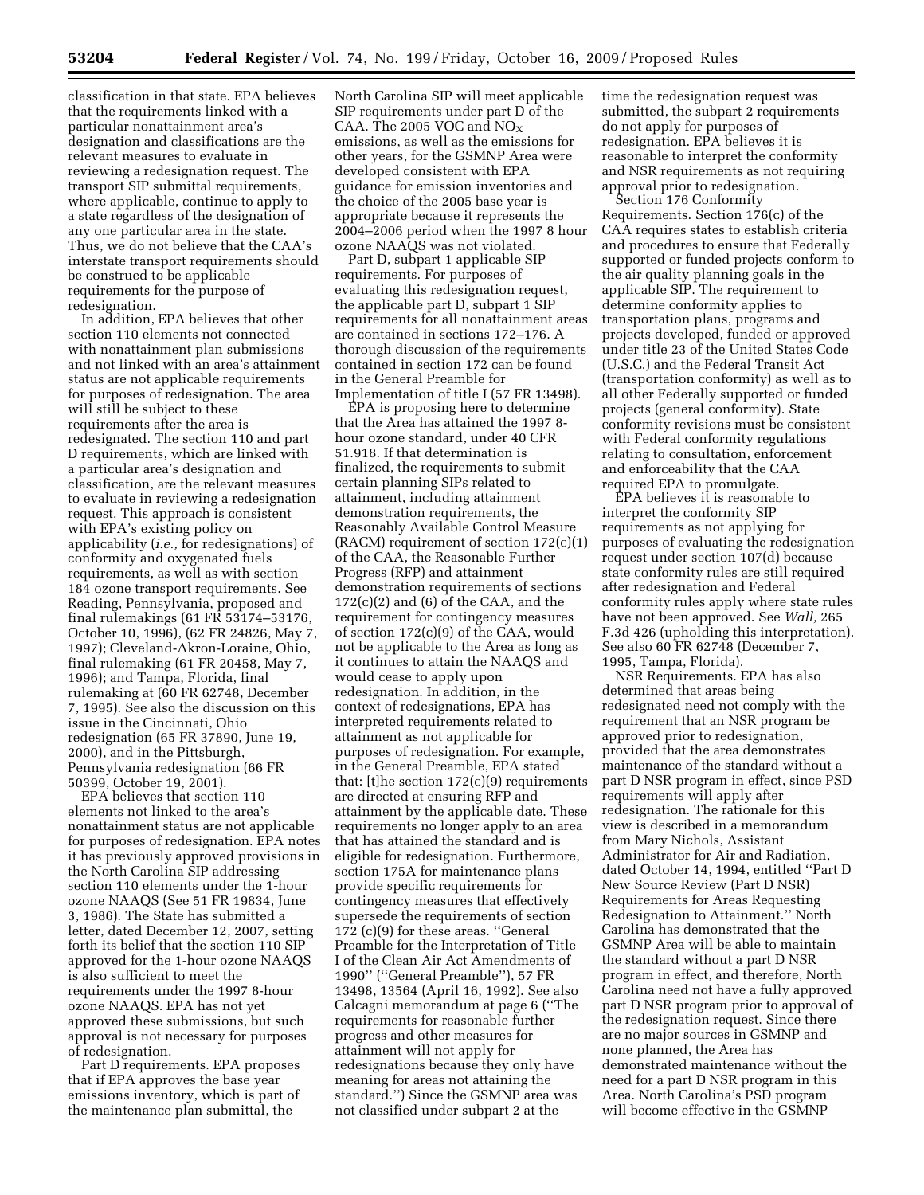classification in that state. EPA believes that the requirements linked with a particular nonattainment area's designation and classifications are the relevant measures to evaluate in reviewing a redesignation request. The transport SIP submittal requirements, where applicable, continue to apply to a state regardless of the designation of any one particular area in the state. Thus, we do not believe that the CAA's interstate transport requirements should be construed to be applicable requirements for the purpose of redesignation.

In addition, EPA believes that other section 110 elements not connected with nonattainment plan submissions and not linked with an area's attainment status are not applicable requirements for purposes of redesignation. The area will still be subject to these requirements after the area is redesignated. The section 110 and part D requirements, which are linked with a particular area's designation and classification, are the relevant measures to evaluate in reviewing a redesignation request. This approach is consistent with EPA's existing policy on applicability (*i.e.,* for redesignations) of conformity and oxygenated fuels requirements, as well as with section 184 ozone transport requirements. See Reading, Pennsylvania, proposed and final rulemakings (61 FR 53174–53176, October 10, 1996), (62 FR 24826, May 7, 1997); Cleveland-Akron-Loraine, Ohio, final rulemaking (61 FR 20458, May 7, 1996); and Tampa, Florida, final rulemaking at (60 FR 62748, December 7, 1995). See also the discussion on this issue in the Cincinnati, Ohio redesignation (65 FR 37890, June 19, 2000), and in the Pittsburgh, Pennsylvania redesignation (66 FR 50399, October 19, 2001).

EPA believes that section 110 elements not linked to the area's nonattainment status are not applicable for purposes of redesignation. EPA notes it has previously approved provisions in the North Carolina SIP addressing section 110 elements under the 1-hour ozone NAAQS (See 51 FR 19834, June 3, 1986). The State has submitted a letter, dated December 12, 2007, setting forth its belief that the section 110 SIP approved for the 1-hour ozone NAAQS is also sufficient to meet the requirements under the 1997 8-hour ozone NAAQS. EPA has not yet approved these submissions, but such approval is not necessary for purposes of redesignation.

Part D requirements. EPA proposes that if EPA approves the base year emissions inventory, which is part of the maintenance plan submittal, the North Carolina SIP will meet applicable SIP requirements under part D of the CAA. The 2005 VOC and $NO_X$ emissions, as well as the emissions for other years, for the GSMNP Area were developed consistent with EPA guidance for emission inventories and the choice of the 2005 base year is appropriate because it represents the 2004–2006 period when the 1997 8 hour ozone NAAQS was not violated.

Part D, subpart 1 applicable SIP requirements. For purposes of evaluating this redesignation request, the applicable part D, subpart 1 SIP requirements for all nonattainment areas are contained in sections 172–176. A thorough discussion of the requirements contained in section 172 can be found in the General Preamble for Implementation of title I (57 FR 13498).

EPA is proposing here to determine that the Area has attained the 1997 8-hour ozone standard, under 40 CFR 51.918. If that determination is finalized, the requirements to submit certain planning SIPs related to attainment, including attainment demonstration requirements, the Reasonably Available Control Measure (RACM) requirement of section 172(c)(1) of the CAA, the Reasonable Further Progress (RFP) and attainment demonstration requirements of sections 172(c)(2) and (6) of the CAA, and the requirement for contingency measures of section 172(c)(9) of the CAA, would not be applicable to the Area as long as it continues to attain the NAAQS and would cease to apply upon redesignation. In addition, in the context of redesignations, EPA has interpreted requirements related to attainment as not applicable for purposes of redesignation. For example, in the General Preamble, EPA stated that: [t]he section 172(c)(9) requirements are directed at ensuring RFP and attainment by the applicable date. These requirements no longer apply to an area that has attained the standard and is eligible for redesignation. Furthermore, section 175A for maintenance plans provide specific requirements for contingency measures that effectively supersede the requirements of section 172 (c)(9) for these areas. ''General Preamble for the Interpretation of Title I of the Clean Air Act Amendments of 1990'' (''General Preamble''), 57 FR 13498, 13564 (April 16, 1992). See also Calcagni memorandum at page 6 (''The requirements for reasonable further progress and other measures for attainment will not apply for redesignations because they only have meaning for areas not attaining the standard.'') Since the GSMNP area was not classified under subpart 2 at the time the redesignation request was submitted, the subpart 2 requirements do not apply for purposes of redesignation. EPA believes it is reasonable to interpret the conformity and NSR requirements as not requiring approval prior to redesignation.

Section 176 Conformity Requirements. Section 176(c) of the CAA requires states to establish criteria and procedures to ensure that Federally supported or funded projects conform to the air quality planning goals in the applicable SIP. The requirement to determine conformity applies to transportation plans, programs and projects developed, funded or approved under title 23 of the United States Code (U.S.C.) and the Federal Transit Act (transportation conformity) as well as to all other Federally supported or funded projects (general conformity). State conformity revisions must be consistent with Federal conformity regulations relating to consultation, enforcement and enforceability that the CAA required EPA to promulgate.

EPA believes it is reasonable to interpret the conformity SIP requirements as not applying for purposes of evaluating the redesignation request under section 107(d) because state conformity rules are still required after redesignation and Federal conformity rules apply where state rules have not been approved. See *Wall,* 265 F.3d 426 (upholding this interpretation). See also 60 FR 62748 (December 7, 1995, Tampa, Florida).

NSR Requirements. EPA has also determined that areas being redesignated need not comply with the requirement that an NSR program be approved prior to redesignation, provided that the area demonstrates maintenance of the standard without a part D NSR program in effect, since PSD requirements will apply after redesignation. The rationale for this view is described in a memorandum from Mary Nichols, Assistant Administrator for Air and Radiation, dated October 14, 1994, entitled ''Part D New Source Review (Part D NSR) Requirements for Areas Requesting Redesignation to Attainment.'' North Carolina has demonstrated that the GSMNP Area will be able to maintain the standard without a part D NSR program in effect, and therefore, North Carolina need not have a fully approved part D NSR program prior to approval of the redesignation request. Since there are no major sources in GSMNP and none planned, the Area has demonstrated maintenance without the need for a part D NSR program in this Area. North Carolina's PSD program will become effective in the GSMNP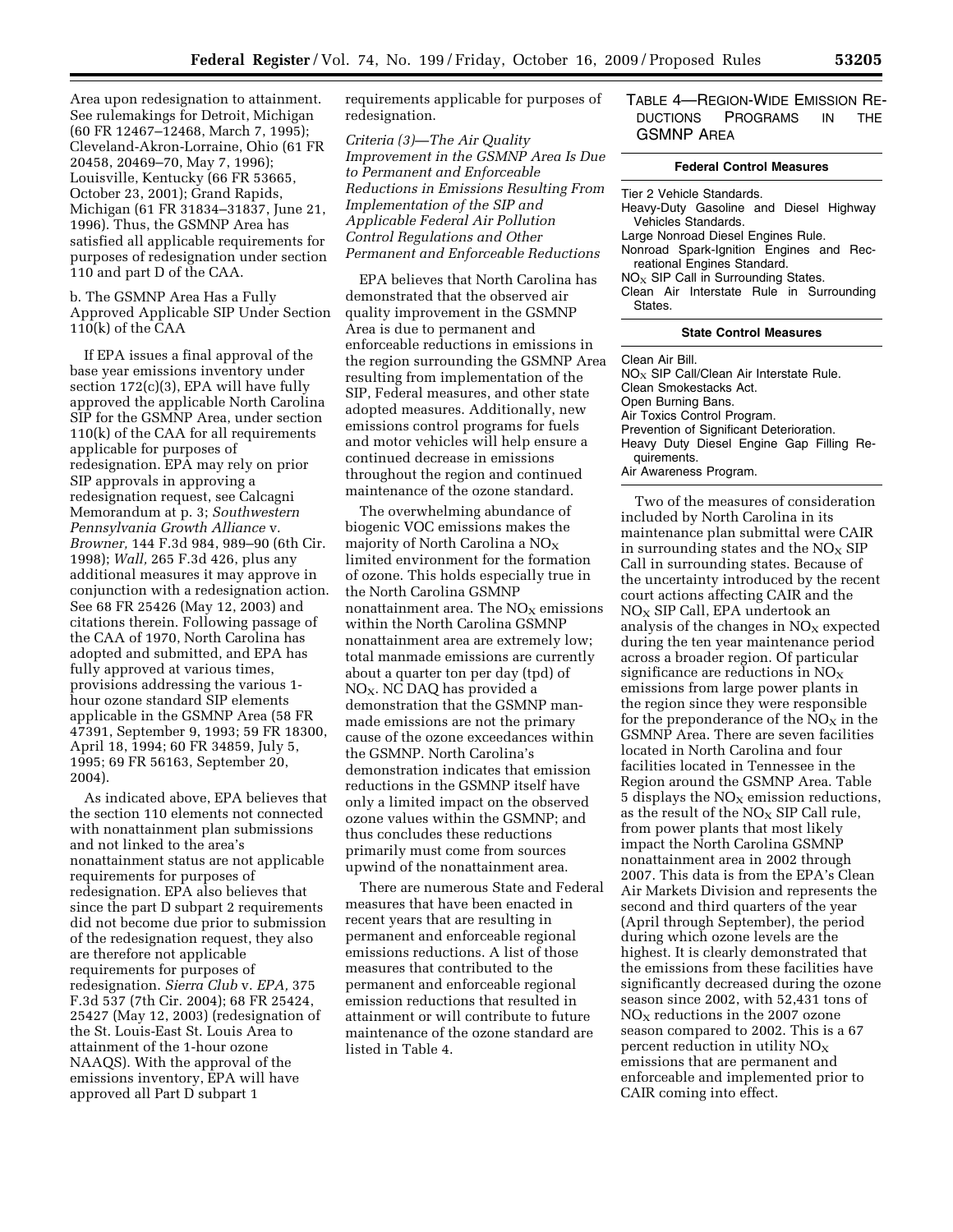Area upon redesignation to attainment. See rulemakings for Detroit, Michigan (60 FR 12467–12468, March 7, 1995); Cleveland-Akron-Lorraine, Ohio (61 FR 20458, 20469–70, May 7, 1996); Louisville, Kentucky (66 FR 53665, October 23, 2001); Grand Rapids, Michigan (61 FR 31834–31837, June 21, 1996). Thus, the GSMNP Area has satisfied all applicable requirements for purposes of redesignation under section 110 and part D of the CAA.

b. The GSMNP Area Has a Fully Approved Applicable SIP Under Section 110(k) of the CAA

If EPA issues a final approval of the base year emissions inventory under section 172(c)(3), EPA will have fully approved the applicable North Carolina SIP for the GSMNP Area, under section 110(k) of the CAA for all requirements applicable for purposes of redesignation. EPA may rely on prior SIP approvals in approving a redesignation request, see Calcagni Memorandum at p. 3; *Southwestern Pennsylvania Growth Alliance* v. *Browner,* 144 F.3d 984, 989–90 (6th Cir. 1998); *Wall,* 265 F.3d 426, plus any additional measures it may approve in conjunction with a redesignation action. See 68 FR 25426 (May 12, 2003) and citations therein. Following passage of the CAA of 1970, North Carolina has adopted and submitted, and EPA has fully approved at various times, provisions addressing the various 1-hour ozone standard SIP elements applicable in the GSMNP Area (58 FR 47391, September 9, 1993; 59 FR 18300, April 18, 1994; 60 FR 34859, July 5, 1995; 69 FR 56163, September 20, 2004).

As indicated above, EPA believes that the section 110 elements not connected with nonattainment plan submissions and not linked to the area's nonattainment status are not applicable requirements for purposes of redesignation. EPA also believes that since the part D subpart 2 requirements did not become due prior to submission of the redesignation request, they also are therefore not applicable requirements for purposes of redesignation. *Sierra Club* v. *EPA,* 375 F.3d 537 (7th Cir. 2004); 68 FR 25424, 25427 (May 12, 2003) (redesignation of the St. Louis-East St. Louis Area to attainment of the 1-hour ozone NAAQS). With the approval of the emissions inventory, EPA will have approved all Part D subpart 1 requirements applicable for purposes of redesignation.

*Criteria (3)—The Air Quality Improvement in the GSMNP Area Is Due to Permanent and Enforceable Reductions in Emissions Resulting From Implementation of the SIP and Applicable Federal Air Pollution Control Regulations and Other Permanent and Enforceable Reductions*

EPA believes that North Carolina has demonstrated that the observed air quality improvement in the GSMNP Area is due to permanent and enforceable reductions in emissions in the region surrounding the GSMNP Area resulting from implementation of the SIP, Federal measures, and other state adopted measures. Additionally, new emissions control programs for fuels and motor vehicles will help ensure a continued decrease in emissions throughout the region and continued maintenance of the ozone standard.

The overwhelming abundance of biogenic VOC emissions makes the majority of North Carolina a $NO_X$ limited environment for the formation of ozone. This holds especially true in the North Carolina GSMNP nonattainment area. The $NO_X$ emissions within the North Carolina GSMNP nonattainment area are extremely low; total manmade emissions are currently about a quarter ton per day (tpd) of $NO_X$. NC DAQ has provided a demonstration that the GSMNP man-made emissions are not the primary cause of the ozone exceedances within the GSMNP. North Carolina's demonstration indicates that emission reductions in the GSMNP itself have only a limited impact on the observed ozone values within the GSMNP; and thus concludes these reductions primarily must come from sources upwind of the nonattainment area.

There are numerous State and Federal measures that have been enacted in recent years that are resulting in permanent and enforceable regional emissions reductions. A list of those measures that contributed to the permanent and enforceable regional emission reductions that resulted in attainment or will contribute to future maintenance of the ozone standard are listed in Table 4.

TABLE 4—REGION-WIDE EMISSION REDUCTIONS PROGRAMS IN THE GSMNP AREA

| Federal Control Measures |
|---|
| Tier 2 Vehicle Standards. |
| Heavy-Duty Gasoline and Diesel Highway Vehicles Standards. |
| Large Nonroad Diesel Engines Rule. |
| Nonroad Spark-Ignition Engines and Recreational Engines Standard. |
| $NO_X$ SIP Call in Surrounding States. |
| Clean Air Interstate Rule in Surrounding States. |
| **State Control Measures** |
| Clean Air Bill. |
| $NO_X$ SIP Call/Clean Air Interstate Rule. |
| Clean Smokestacks Act. |
| Open Burning Bans. |
| Air Toxics Control Program. |
| Prevention of Significant Deterioration. |
| Heavy Duty Diesel Engine Gap Filling Requirements. |
| Air Awareness Program. |

Two of the measures of consideration included by North Carolina in its maintenance plan submittal were CAIR in surrounding states and the $NO_X$ SIP Call in surrounding states. Because of the uncertainty introduced by the recent court actions affecting CAIR and the $NO_X$ SIP Call, EPA undertook an analysis of the changes in $NO_X$ expected during the ten year maintenance period across a broader region. Of particular significance are reductions in $NO_X$ emissions from large power plants in the region since they were responsible for the preponderance of the $NO_X$ in the GSMNP Area. There are seven facilities located in North Carolina and four facilities located in Tennessee in the Region around the GSMNP Area. Table 5 displays the $NO_X$ emission reductions, as the result of the $NO_X$ SIP Call rule, from power plants that most likely impact the North Carolina GSMNP nonattainment area in 2002 through 2007. This data is from the EPA's Clean Air Markets Division and represents the second and third quarters of the year (April through September), the period during which ozone levels are the highest. It is clearly demonstrated that the emissions from these facilities have significantly decreased during the ozone season since 2002, with 52,431 tons of $NO_X$ reductions in the 2007 ozone season compared to 2002. This is a 67 percent reduction in utility $NO_X$ emissions that are permanent and enforceable and implemented prior to CAIR coming into effect.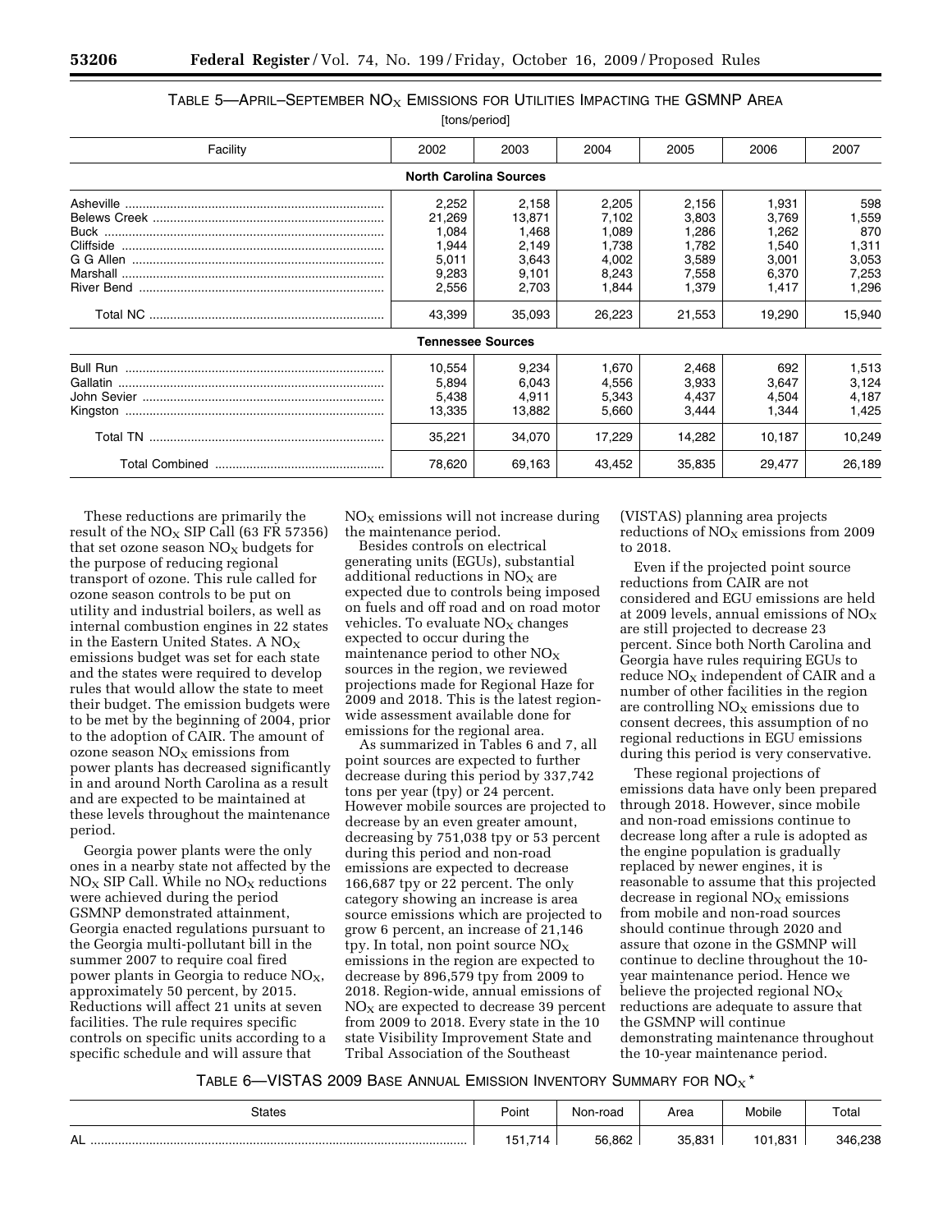TABLE 5—APRIL–SEPTEMBER $NO_X$ EMISSIONS FOR UTILITIES IMPACTING THE GSMNP AREA

[tons/period]

| Facility | 2002 | 2003 | 2004 | 2005 | 2006 | 2007 |
|---|---|---|---|---|---|---|
| **North Carolina Sources** | | | | | | |
| Asheville | 2,252 | 2,158 | 2,205 | 2,156 | 1,931 | 598 |
| Belews Creek | 21,269 | 13,871 | 7,102 | 3,803 | 3,769 | 1,559 |
| Buck | 1,084 | 1,468 | 1,089 | 1,286 | 1,262 | 870 |
| Cliffside | 1,944 | 2,149 | 1,738 | 1,782 | 1,540 | 1,311 |
| G G Allen | 5,011 | 3,643 | 4,002 | 3,589 | 3,001 | 3,053 |
| Marshall | 9,283 | 9,101 | 8,243 | 7,558 | 6,370 | 7,253 |
| River Bend | 2,556 | 2,703 | 1,844 | 1,379 | 1,417 | 1,296 |
| Total NC | 43,399 | 35,093 | 26,223 | 21,553 | 19,290 | 15,940 |
| **Tennessee Sources** | | | | | | |
| Bull Run | 10,554 | 9,234 | 1,670 | 2,468 | 692 | 1,513 |
| Gallatin | 5,894 | 6,043 | 4,556 | 3,933 | 3,647 | 3,124 |
| John Sevier | 5,438 | 4,911 | 5,343 | 4,437 | 4,504 | 4,187 |
| Kingston | 13,335 | 13,882 | 5,660 | 3,444 | 1,344 | 1,425 |
| Total TN | 35,221 | 34,070 | 17,229 | 14,282 | 10,187 | 10,249 |
| Total Combined | 78,620 | 69,163 | 43,452 | 35,835 | 29,477 | 26,189 |

These reductions are primarily the result of the $NO_X$ SIP Call (63 FR 57356) that set ozone season $NO_X$ budgets for the purpose of reducing regional transport of ozone. This rule called for ozone season controls to be put on utility and industrial boilers, as well as internal combustion engines in 22 states in the Eastern United States. A $NO_X$ emissions budget was set for each state and the states were required to develop rules that would allow the state to meet their budget. The emission budgets were to be met by the beginning of 2004, prior to the adoption of CAIR. The amount of ozone season $NO_X$ emissions from power plants has decreased significantly in and around North Carolina as a result and are expected to be maintained at these levels throughout the maintenance period.

Georgia power plants were the only ones in a nearby state not affected by the $NO_X$ SIP Call. While no $NO_X$ reductions were achieved during the period GSMNP demonstrated attainment, Georgia enacted regulations pursuant to the Georgia multi-pollutant bill in the summer 2007 to require coal fired power plants in Georgia to reduce $NO_X$, approximately 50 percent, by 2015. Reductions will affect 21 units at seven facilities. The rule requires specific controls on specific units according to a specific schedule and will assure that $NO_X$ emissions will not increase during the maintenance period.

Besides controls on electrical generating units (EGUs), substantial additional reductions in $NO_X$ are expected due to controls being imposed on fuels and off road and on road motor vehicles. To evaluate $NO_X$ changes expected to occur during the maintenance period to other $NO_X$ sources in the region, we reviewed projections made for Regional Haze for 2009 and 2018. This is the latest region-wide assessment available done for emissions for the regional area.

As summarized in Tables 6 and 7, all point sources are expected to further decrease during this period by 337,742 tons per year (tpy) or 24 percent. However mobile sources are projected to decrease by an even greater amount, decreasing by 751,038 tpy or 53 percent during this period and non-road emissions are expected to decrease 166,687 tpy or 22 percent. The only category showing an increase is area source emissions which are projected to grow 6 percent, an increase of 21,146 tpy. In total, non point source $NO_X$ emissions in the region are expected to decrease by 896,579 tpy from 2009 to 2018. Region-wide, annual emissions of $NO_X$ are expected to decrease 39 percent from 2009 to 2018. Every state in the 10 state Visibility Improvement State and Tribal Association of the Southeast (VISTAS) planning area projects reductions of $NO_X$ emissions from 2009 to 2018.

Even if the projected point source reductions from CAIR are not considered and EGU emissions are held at 2009 levels, annual emissions of $NO_X$ are still projected to decrease 23 percent. Since both North Carolina and Georgia have rules requiring EGUs to reduce $NO_X$ independent of CAIR and a number of other facilities in the region are controlling $NO_X$ emissions due to consent decrees, this assumption of no regional reductions in EGU emissions during this period is very conservative.

These regional projections of emissions data have only been prepared through 2018. However, since mobile and non-road emissions continue to decrease long after a rule is adopted as the engine population is gradually replaced by newer engines, it is reasonable to assume that this projected decrease in regional $NO_X$ emissions from mobile and non-road sources should continue through 2020 and assure that ozone in the GSMNP will continue to decline throughout the 10-year maintenance period. Hence we believe the projected regional $NO_X$ reductions are adequate to assure that the GSMNP will continue demonstrating maintenance throughout the 10-year maintenance period.

TABLE 6—VISTAS 2009 BASE ANNUAL EMISSION INVENTORY SUMMARY FOR $NO_X$ *

| States | Point | Non-road | Area | Mobile | Total |
|---|---|---|---|---|---|
| AL | 151,714 | 56,862 | 35,831 | 101,831 | 346,238 |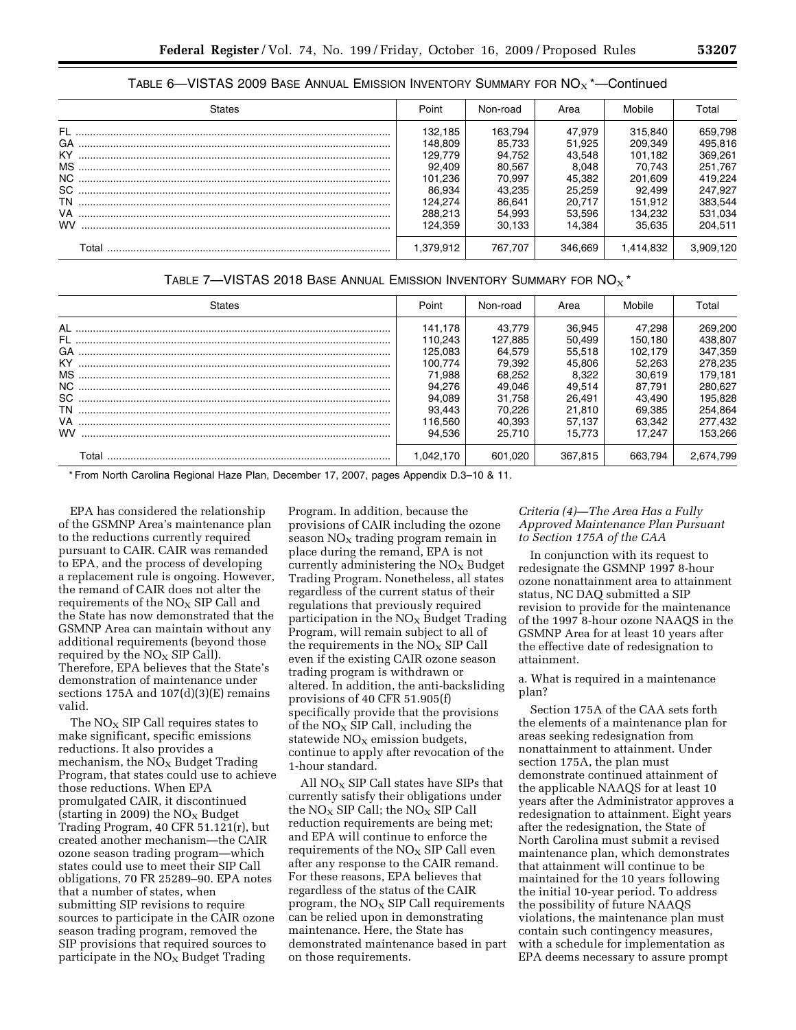TABLE 6—VISTAS 2009 BASE ANNUAL EMISSION INVENTORY SUMMARY FOR $NO_X$ *—Continued

| States | Point | Non-road | Area | Mobile | Total |
|---|---|---|---|---|---|
| FL | 132,185 | 163,794 | 47,979 | 315,840 | 659,798 |
| GA | 148,809 | 85,733 | 51,925 | 209,349 | 495,816 |
| KY | 129,779 | 94,752 | 43,548 | 101,182 | 369,261 |
| MS | 92,409 | 80,567 | 8,048 | 70,743 | 251,767 |
| NC | 101,236 | 70,997 | 45,382 | 201,609 | 419,224 |
| SC | 86,934 | 43,235 | 25,259 | 92,499 | 247,927 |
| TN | 124,274 | 86,641 | 20,717 | 151,912 | 383,544 |
| VA | 288,213 | 54,993 | 53,596 | 134,232 | 531,034 |
| WV | 124,359 | 30,133 | 14,384 | 35,635 | 204,511 |
| Total | 1,379,912 | 767,707 | 346,669 | 1,414,832 | 3,909,120 |

TABLE 7—VISTAS 2018 BASE ANNUAL EMISSION INVENTORY SUMMARY FOR $NO_X$ *

| States | Point | Non-road | Area | Mobile | Total |
|---|---|---|---|---|---|
| AL | 141,178 | 43,779 | 36,945 | 47,298 | 269,200 |
| FL | 110,243 | 127,885 | 50,499 | 150,180 | 438,807 |
| GA | 125,083 | 64,579 | 55,518 | 102,179 | 347,359 |
| KY | 100,774 | 79,392 | 45,806 | 52,263 | 278,235 |
| MS | 71,988 | 68,252 | 8,322 | 30,619 | 179,181 |
| NC | 94,276 | 49,046 | 49,514 | 87,791 | 280,627 |
| SC | 94,089 | 31,758 | 26,491 | 43,490 | 195,828 |
| TN | 93,443 | 70,226 | 21,810 | 69,385 | 254,864 |
| VA | 116,560 | 40,393 | 57,137 | 63,342 | 277,432 |
| WV | 94,536 | 25,710 | 15,773 | 17,247 | 153,266 |
| Total | 1,042,170 | 601,020 | 367,815 | 663,794 | 2,674,799 |

* From North Carolina Regional Haze Plan, December 17, 2007, pages Appendix D.3–10 & 11.

EPA has considered the relationship of the GSMNP Area's maintenance plan to the reductions currently required pursuant to CAIR. CAIR was remanded to EPA, and the process of developing a replacement rule is ongoing. However, the remand of CAIR does not alter the requirements of the $NO_X$ SIP Call and the State has now demonstrated that the GSMNP Area can maintain without any additional requirements (beyond those required by the $NO_X$ SIP Call). Therefore, EPA believes that the State's demonstration of maintenance under sections 175A and 107(d)(3)(E) remains valid.

The $NO_X$ SIP Call requires states to make significant, specific emissions reductions. It also provides a mechanism, the $NO_X$ Budget Trading Program, that states could use to achieve those reductions. When EPA promulgated CAIR, it discontinued (starting in 2009) the $NO_X$ Budget Trading Program, 40 CFR 51.121(r), but created another mechanism—the CAIR ozone season trading program—which states could use to meet their SIP Call obligations, 70 FR 25289–90. EPA notes that a number of states, when submitting SIP revisions to require sources to participate in the CAIR ozone season trading program, removed the SIP provisions that required sources to participate in the $NO_X$ Budget Trading Program. In addition, because the provisions of CAIR including the ozone season $NO_X$ trading program remain in place during the remand, EPA is not currently administering the $NO_X$ Budget Trading Program. Nonetheless, all states regardless of the current status of their regulations that previously required participation in the $NO_X$ Budget Trading Program, will remain subject to all of the requirements in the $NO_X$ SIP Call even if the existing CAIR ozone season trading program is withdrawn or altered. In addition, the anti-backsliding provisions of 40 CFR 51.905(f) specifically provide that the provisions of the $NO_X$ SIP Call, including the statewide $NO_X$ emission budgets, continue to apply after revocation of the 1-hour standard.

All $NO_X$ SIP Call states have SIPs that currently satisfy their obligations under the $NO_X$ SIP Call; the $NO_X$ SIP Call reduction requirements are being met; and EPA will continue to enforce the requirements of the $NO_X$ SIP Call even after any response to the CAIR remand. For these reasons, EPA believes that regardless of the status of the CAIR program, the $NO_X$ SIP Call requirements can be relied upon in demonstrating maintenance. Here, the State has demonstrated maintenance based in part on those requirements.

*Criteria (4)—The Area Has a Fully Approved Maintenance Plan Pursuant to Section 175A of the CAA*

In conjunction with its request to redesignate the GSMNP 1997 8-hour ozone nonattainment area to attainment status, NC DAQ submitted a SIP revision to provide for the maintenance of the 1997 8-hour ozone NAAQS in the GSMNP Area for at least 10 years after the effective date of redesignation to attainment.

a. What is required in a maintenance plan?

Section 175A of the CAA sets forth the elements of a maintenance plan for areas seeking redesignation from nonattainment to attainment. Under section 175A, the plan must demonstrate continued attainment of the applicable NAAQS for at least 10 years after the Administrator approves a redesignation to attainment. Eight years after the redesignation, the State of North Carolina must submit a revised maintenance plan, which demonstrates that attainment will continue to be maintained for the 10 years following the initial 10-year period. To address the possibility of future NAAQS violations, the maintenance plan must contain such contingency measures, with a schedule for implementation as EPA deems necessary to assure prompt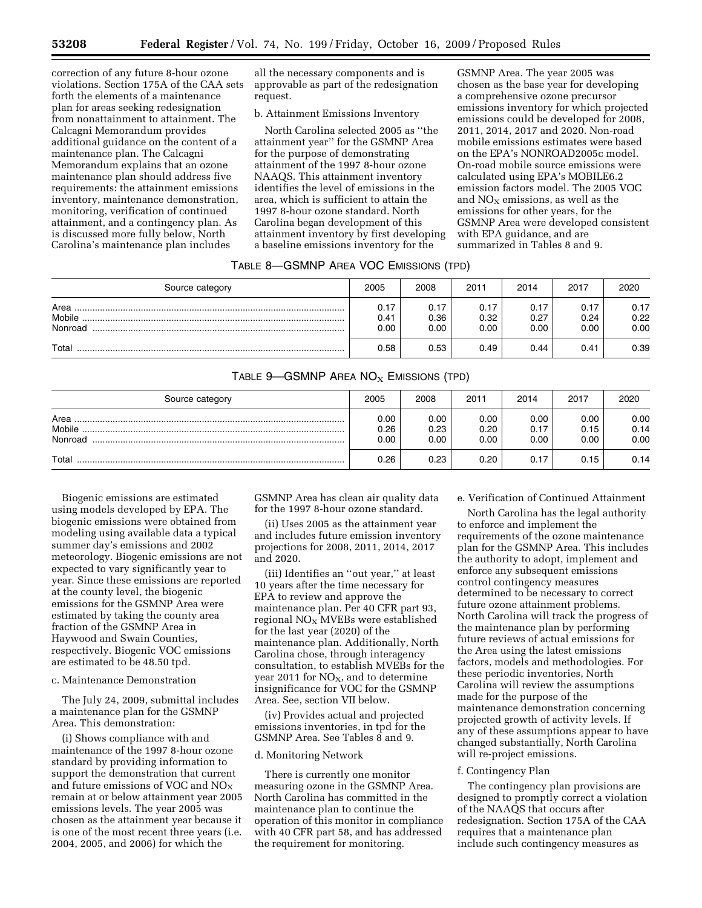correction of any future 8-hour ozone violations. Section 175A of the CAA sets forth the elements of a maintenance plan for areas seeking redesignation from nonattainment to attainment. The Calcagni Memorandum provides additional guidance on the content of a maintenance plan. The Calcagni Memorandum explains that an ozone maintenance plan should address five requirements: the attainment emissions inventory, maintenance demonstration, monitoring, verification of continued attainment, and a contingency plan. As is discussed more fully below, North Carolina's maintenance plan includes all the necessary components and is approvable as part of the redesignation request.

b. Attainment Emissions Inventory

North Carolina selected 2005 as "the attainment year" for the GSMNP Area for the purpose of demonstrating attainment of the 1997 8-hour ozone NAAQS. This attainment inventory identifies the level of emissions in the area, which is sufficient to attain the 1997 8-hour ozone standard. North Carolina began development of this attainment inventory by first developing a baseline emissions inventory for the GSMNP Area. The year 2005 was chosen as the base year for developing a comprehensive ozone precursor emissions inventory for which projected emissions could be developed for 2008, 2011, 2014, 2017 and 2020. Non-road mobile emissions estimates were based on the EPA's NONROAD2005c model. On-road mobile source emissions were calculated using EPA's MOBILE6.2 emission factors model. The 2005 VOC and $NO_X$ emissions, as well as the emissions for other years, for the GSMNP Area were developed consistent with EPA guidance, and are summarized in Tables 8 and 9.

TABLE 8—GSMNP AREA VOC EMISSIONS (TPD)

| Source category | 2005 | 2008 | 2011 | 2014 | 2017 | 2020 |
|---|---|---|---|---|---|---|
| Area | 0.17 | 0.17 | 0.17 | 0.17 | 0.17 | 0.17 |
| Mobile | 0.41 | 0.36 | 0.32 | 0.27 | 0.24 | 0.22 |
| Nonroad | 0.00 | 0.00 | 0.00 | 0.00 | 0.00 | 0.00 |
| Total | 0.58 | 0.53 | 0.49 | 0.44 | 0.41 | 0.39 |

TABLE 9—GSMNP AREA $NO_X$ EMISSIONS (TPD)

| Source category | 2005 | 2008 | 2011 | 2014 | 2017 | 2020 |
|---|---|---|---|---|---|---|
| Area | 0.00 | 0.00 | 0.00 | 0.00 | 0.00 | 0.00 |
| Mobile | 0.26 | 0.23 | 0.20 | 0.17 | 0.15 | 0.14 |
| Nonroad | 0.00 | 0.00 | 0.00 | 0.00 | 0.00 | 0.00 |
| Total | 0.26 | 0.23 | 0.20 | 0.17 | 0.15 | 0.14 |

Biogenic emissions are estimated using models developed by EPA. The biogenic emissions were obtained from modeling using available data a typical summer day's emissions and 2002 meteorology. Biogenic emissions are not expected to vary significantly year to year. Since these emissions are reported at the county level, the biogenic emissions for the GSMNP Area were estimated by taking the county area fraction of the GSMNP Area in Haywood and Swain Counties, respectively. Biogenic VOC emissions are estimated to be 48.50 tpd.

c. Maintenance Demonstration

The July 24, 2009, submittal includes a maintenance plan for the GSMNP Area. This demonstration:

(i) Shows compliance with and maintenance of the 1997 8-hour ozone standard by providing information to support the demonstration that current and future emissions of VOC and $NO_X$ remain at or below attainment year 2005 emissions levels. The year 2005 was chosen as the attainment year because it is one of the most recent three years (i.e. 2004, 2005, and 2006) for which the GSMNP Area has clean air quality data for the 1997 8-hour ozone standard.

(ii) Uses 2005 as the attainment year and includes future emission inventory projections for 2008, 2011, 2014, 2017 and 2020.

(iii) Identifies an "out year," at least 10 years after the time necessary for EPA to review and approve the maintenance plan. Per 40 CFR part 93, regional $NO_X$ MVEBs were established for the last year (2020) of the maintenance plan. Additionally, North Carolina chose, through interagency consultation, to establish MVEBs for the year 2011 for $NO_X$, and to determine insignificance for VOC for the GSMNP Area. See, section VII below.

(iv) Provides actual and projected emissions inventories, in tpd for the GSMNP Area. See Tables 8 and 9.

d. Monitoring Network

There is currently one monitor measuring ozone in the GSMNP Area. North Carolina has committed in the maintenance plan to continue the operation of this monitor in compliance with 40 CFR part 58, and has addressed the requirement for monitoring.

e. Verification of Continued Attainment

North Carolina has the legal authority to enforce and implement the requirements of the ozone maintenance plan for the GSMNP Area. This includes the authority to adopt, implement and enforce any subsequent emissions control contingency measures determined to be necessary to correct future ozone attainment problems. North Carolina will track the progress of the maintenance plan by performing future reviews of actual emissions for the Area using the latest emissions factors, models and methodologies. For these periodic inventories, North Carolina will review the assumptions made for the purpose of the maintenance demonstration concerning projected growth of activity levels. If any of these assumptions appear to have changed substantially, North Carolina will re-project emissions.

f. Contingency Plan

The contingency plan provisions are designed to promptly correct a violation of the NAAQS that occurs after redesignation. Section 175A of the CAA requires that a maintenance plan include such contingency measures as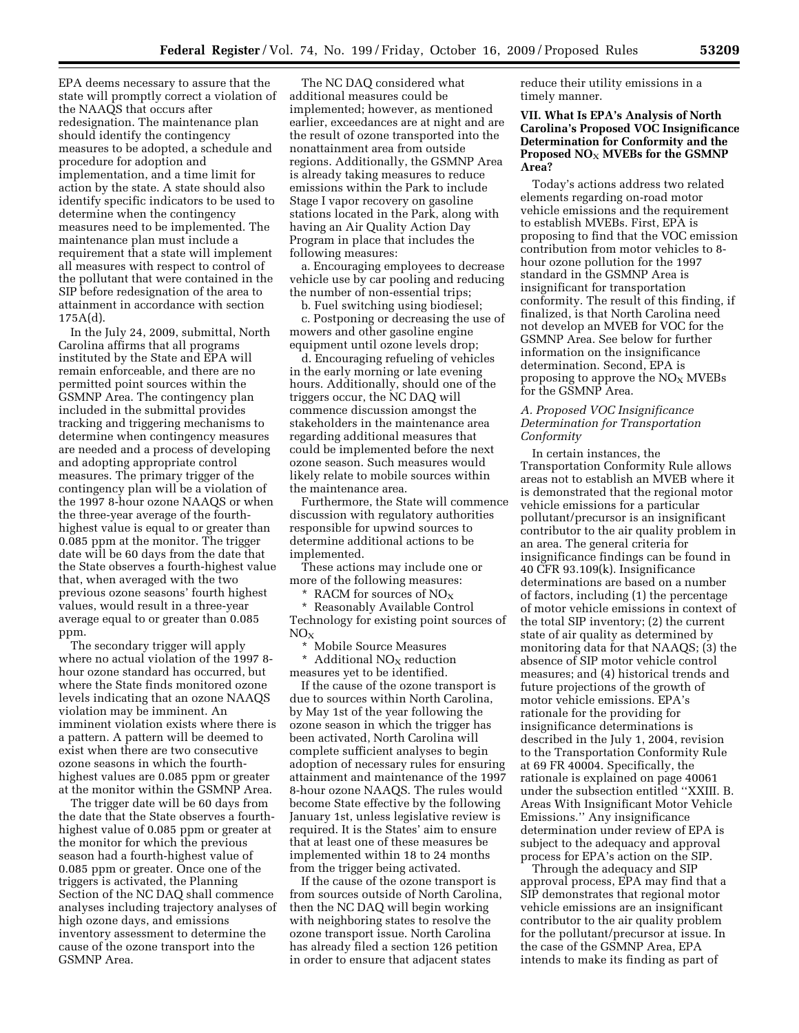EPA deems necessary to assure that the state will promptly correct a violation of the NAAQS that occurs after redesignation. The maintenance plan should identify the contingency measures to be adopted, a schedule and procedure for adoption and implementation, and a time limit for action by the state. A state should also identify specific indicators to be used to determine when the contingency measures need to be implemented. The maintenance plan must include a requirement that a state will implement all measures with respect to control of the pollutant that were contained in the SIP before redesignation of the area to attainment in accordance with section 175A(d).

In the July 24, 2009, submittal, North Carolina affirms that all programs instituted by the State and EPA will remain enforceable, and there are no permitted point sources within the GSMNP Area. The contingency plan included in the submittal provides tracking and triggering mechanisms to determine when contingency measures are needed and a process of developing and adopting appropriate control measures. The primary trigger of the contingency plan will be a violation of the 1997 8-hour ozone NAAQS or when the three-year average of the fourth-highest value is equal to or greater than 0.085 ppm at the monitor. The trigger date will be 60 days from the date that the State observes a fourth-highest value that, when averaged with the two previous ozone seasons' fourth highest values, would result in a three-year average equal to or greater than 0.085 ppm.

The secondary trigger will apply where no actual violation of the 1997 8-hour ozone standard has occurred, but where the State finds monitored ozone levels indicating that an ozone NAAQS violation may be imminent. An imminent violation exists where there is a pattern. A pattern will be deemed to exist when there are two consecutive ozone seasons in which the fourth-highest values are 0.085 ppm or greater at the monitor within the GSMNP Area.

The trigger date will be 60 days from the date that the State observes a fourth-highest value of 0.085 ppm or greater at the monitor for which the previous season had a fourth-highest value of 0.085 ppm or greater. Once one of the triggers is activated, the Planning Section of the NC DAQ shall commence analyses including trajectory analyses of high ozone days, and emissions inventory assessment to determine the cause of the ozone transport into the GSMNP Area.

The NC DAQ considered what additional measures could be implemented; however, as mentioned earlier, exceedances are at night and are the result of ozone transported into the nonattainment area from outside regions. Additionally, the GSMNP Area is already taking measures to reduce emissions within the Park to include Stage I vapor recovery on gasoline stations located in the Park, along with having an Air Quality Action Day Program in place that includes the following measures:

a. Encouraging employees to decrease vehicle use by car pooling and reducing the number of non-essential trips;

b. Fuel switching using biodiesel;

c. Postponing or decreasing the use of mowers and other gasoline engine equipment until ozone levels drop;

d. Encouraging refueling of vehicles in the early morning or late evening hours. Additionally, should one of the triggers occur, the NC DAQ will commence discussion amongst the stakeholders in the maintenance area regarding additional measures that could be implemented before the next ozone season. Such measures would likely relate to mobile sources within the maintenance area.

Furthermore, the State will commence discussion with regulatory authorities responsible for upwind sources to determine additional actions to be implemented.

These actions may include one or more of the following measures:

* RACM for sources of $NO_X$
* Reasonably Available Control Technology for existing point sources of $NO_X$
* Mobile Source Measures
* Additional $NO_X$ reduction measures yet to be identified.

If the cause of the ozone transport is due to sources within North Carolina, by May 1st of the year following the ozone season in which the trigger has been activated, North Carolina will complete sufficient analyses to begin adoption of necessary rules for ensuring attainment and maintenance of the 1997 8-hour ozone NAAQS. The rules would become State effective by the following January 1st, unless legislative review is required. It is the States' aim to ensure that at least one of these measures be implemented within 18 to 24 months from the trigger being activated.

If the cause of the ozone transport is from sources outside of North Carolina, then the NC DAQ will begin working with neighboring states to resolve the ozone transport issue. North Carolina has already filed a section 126 petition in order to ensure that adjacent states reduce their utility emissions in a timely manner.

## VII. What Is EPA's Analysis of North Carolina's Proposed VOC Insignificance Determination for Conformity and the Proposed $NO_X$ MVEBs for the GSMNP Area?

Today's actions address two related elements regarding on-road motor vehicle emissions and the requirement to establish MVEBs. First, EPA is proposing to find that the VOC emission contribution from motor vehicles to 8-hour ozone pollution for the 1997 standard in the GSMNP Area is insignificant for transportation conformity. The result of this finding, if finalized, is that North Carolina need not develop an MVEB for VOC for the GSMNP Area. See below for further information on the insignificance determination. Second, EPA is proposing to approve the $NO_X$ MVEBs for the GSMNP Area.

### *A. Proposed VOC Insignificance Determination for Transportation Conformity*

In certain instances, the Transportation Conformity Rule allows areas not to establish an MVEB where it is demonstrated that the regional motor vehicle emissions for a particular pollutant/precursor is an insignificant contributor to the air quality problem in an area. The general criteria for insignificance findings can be found in 40 CFR 93.109(k). Insignificance determinations are based on a number of factors, including (1) the percentage of motor vehicle emissions in context of the total SIP inventory; (2) the current state of air quality as determined by monitoring data for that NAAQS; (3) the absence of SIP motor vehicle control measures; and (4) historical trends and future projections of the growth of motor vehicle emissions. EPA's rationale for the providing for insignificance determinations is described in the July 1, 2004, revision to the Transportation Conformity Rule at 69 FR 40004. Specifically, the rationale is explained on page 40061 under the subsection entitled ''XXIII. B. Areas With Insignificant Motor Vehicle Emissions.'' Any insignificance determination under review of EPA is subject to the adequacy and approval process for EPA's action on the SIP.

Through the adequacy and SIP approval process, EPA may find that a SIP demonstrates that regional motor vehicle emissions are an insignificant contributor to the air quality problem for the pollutant/precursor at issue. In the case of the GSMNP Area, EPA intends to make its finding as part of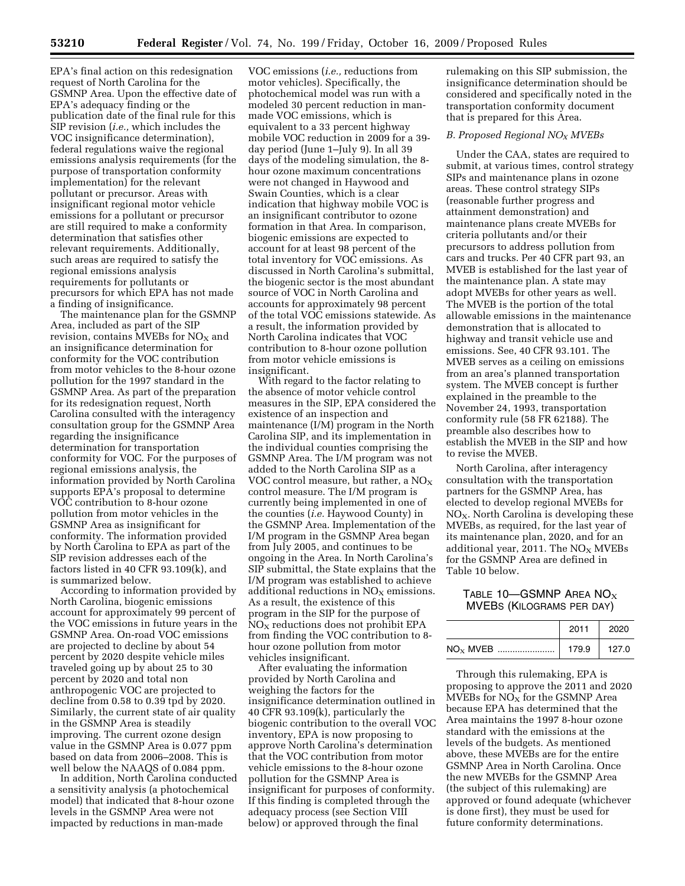EPA's final action on this redesignation request of North Carolina for the GSMNP Area. Upon the effective date of EPA's adequacy finding or the publication date of the final rule for this SIP revision (*i.e.,* which includes the VOC insignificance determination), federal regulations waive the regional emissions analysis requirements (for the purpose of transportation conformity implementation) for the relevant pollutant or precursor. Areas with insignificant regional motor vehicle emissions for a pollutant or precursor are still required to make a conformity determination that satisfies other relevant requirements. Additionally, such areas are required to satisfy the regional emissions analysis requirements for pollutants or precursors for which EPA has not made a finding of insignificance.

The maintenance plan for the GSMNP Area, included as part of the SIP revision, contains MVEBs for $NO_X$ and an insignificance determination for conformity for the VOC contribution from motor vehicles to the 8-hour ozone pollution for the 1997 standard in the GSMNP Area. As part of the preparation for its redesignation request, North Carolina consulted with the interagency consultation group for the GSMNP Area regarding the insignificance determination for transportation conformity for VOC. For the purposes of regional emissions analysis, the information provided by North Carolina supports EPA's proposal to determine VOC contribution to 8-hour ozone pollution from motor vehicles in the GSMNP Area as insignificant for conformity. The information provided by North Carolina to EPA as part of the SIP revision addresses each of the factors listed in 40 CFR 93.109(k), and is summarized below.

According to information provided by North Carolina, biogenic emissions account for approximately 99 percent of the VOC emissions in future years in the GSMNP Area. On-road VOC emissions are projected to decline by about 54 percent by 2020 despite vehicle miles traveled going up by about 25 to 30 percent by 2020 and total non anthropogenic VOC are projected to decline from 0.58 to 0.39 tpd by 2020. Similarly, the current state of air quality in the GSMNP Area is steadily improving. The current ozone design value in the GSMNP Area is 0.077 ppm based on data from 2006–2008. This is well below the NAAQS of 0.084 ppm.

In addition, North Carolina conducted a sensitivity analysis (a photochemical model) that indicated that 8-hour ozone levels in the GSMNP Area were not impacted by reductions in man-made VOC emissions (*i.e.,* reductions from motor vehicles). Specifically, the photochemical model was run with a modeled 30 percent reduction in man-made VOC emissions, which is equivalent to a 33 percent highway mobile VOC reduction in 2009 for a 39-day period (June 1–July 9). In all 39 days of the modeling simulation, the 8-hour ozone maximum concentrations were not changed in Haywood and Swain Counties, which is a clear indication that highway mobile VOC is an insignificant contributor to ozone formation in that Area. In comparison, biogenic emissions are expected to account for at least 98 percent of the total inventory for VOC emissions. As discussed in North Carolina's submittal, the biogenic sector is the most abundant source of VOC in North Carolina and accounts for approximately 98 percent of the total VOC emissions statewide. As a result, the information provided by North Carolina indicates that VOC contribution to 8-hour ozone pollution from motor vehicle emissions is insignificant.

With regard to the factor relating to the absence of motor vehicle control measures in the SIP, EPA considered the existence of an inspection and maintenance (I/M) program in the North Carolina SIP, and its implementation in the individual counties comprising the GSMNP Area. The I/M program was not added to the North Carolina SIP as a VOC control measure, but rather, a $NO_X$ control measure. The I/M program is currently being implemented in one of the counties (*i.e.* Haywood County) in the GSMNP Area. Implementation of the I/M program in the GSMNP Area began from July 2005, and continues to be ongoing in the Area. In North Carolina's SIP submittal, the State explains that the I/M program was established to achieve additional reductions in $NO_X$ emissions. As a result, the existence of this program in the SIP for the purpose of $NO_X$ reductions does not prohibit EPA from finding the VOC contribution to 8-hour ozone pollution from motor vehicles insignificant.

After evaluating the information provided by North Carolina and weighing the factors for the insignificance determination outlined in 40 CFR 93.109(k), particularly the biogenic contribution to the overall VOC inventory, EPA is now proposing to approve North Carolina's determination that the VOC contribution from motor vehicle emissions to the 8-hour ozone pollution for the GSMNP Area is insignificant for purposes of conformity. If this finding is completed through the adequacy process (see Section VIII below) or approved through the final rulemaking on this SIP submission, the insignificance determination should be considered and specifically noted in the transportation conformity document that is prepared for this Area.

### *B. Proposed Regional $NO_X$ MVEBs*

Under the CAA, states are required to submit, at various times, control strategy SIPs and maintenance plans in ozone areas. These control strategy SIPs (reasonable further progress and attainment demonstration) and maintenance plans create MVEBs for criteria pollutants and/or their precursors to address pollution from cars and trucks. Per 40 CFR part 93, an MVEB is established for the last year of the maintenance plan. A state may adopt MVEBs for other years as well. The MVEB is the portion of the total allowable emissions in the maintenance demonstration that is allocated to highway and transit vehicle use and emissions. See, 40 CFR 93.101. The MVEB serves as a ceiling on emissions from an area's planned transportation system. The MVEB concept is further explained in the preamble to the November 24, 1993, transportation conformity rule (58 FR 62188). The preamble also describes how to establish the MVEB in the SIP and how to revise the MVEB.

North Carolina, after interagency consultation with the transportation partners for the GSMNP Area, has elected to develop regional MVEBs for $NO_X$. North Carolina is developing these MVEBs, as required, for the last year of its maintenance plan, 2020, and for an additional year, 2011. The $NO_X$ MVEBs for the GSMNP Area are defined in Table 10 below.

TABLE 10—GSMNP AREA $NO_X$ MVEBS (KILOGRAMS PER DAY)

| | 2011 | 2020 |
|---|---|---|
| $NO_X$ MVEB | 179.9 | 127.0 |

Through this rulemaking, EPA is proposing to approve the 2011 and 2020 MVEBs for $NO_X$ for the GSMNP Area because EPA has determined that the Area maintains the 1997 8-hour ozone standard with the emissions at the levels of the budgets. As mentioned above, these MVEBs are for the entire GSMNP Area in North Carolina. Once the new MVEBs for the GSMNP Area (the subject of this rulemaking) are approved or found adequate (whichever is done first), they must be used for future conformity determinations.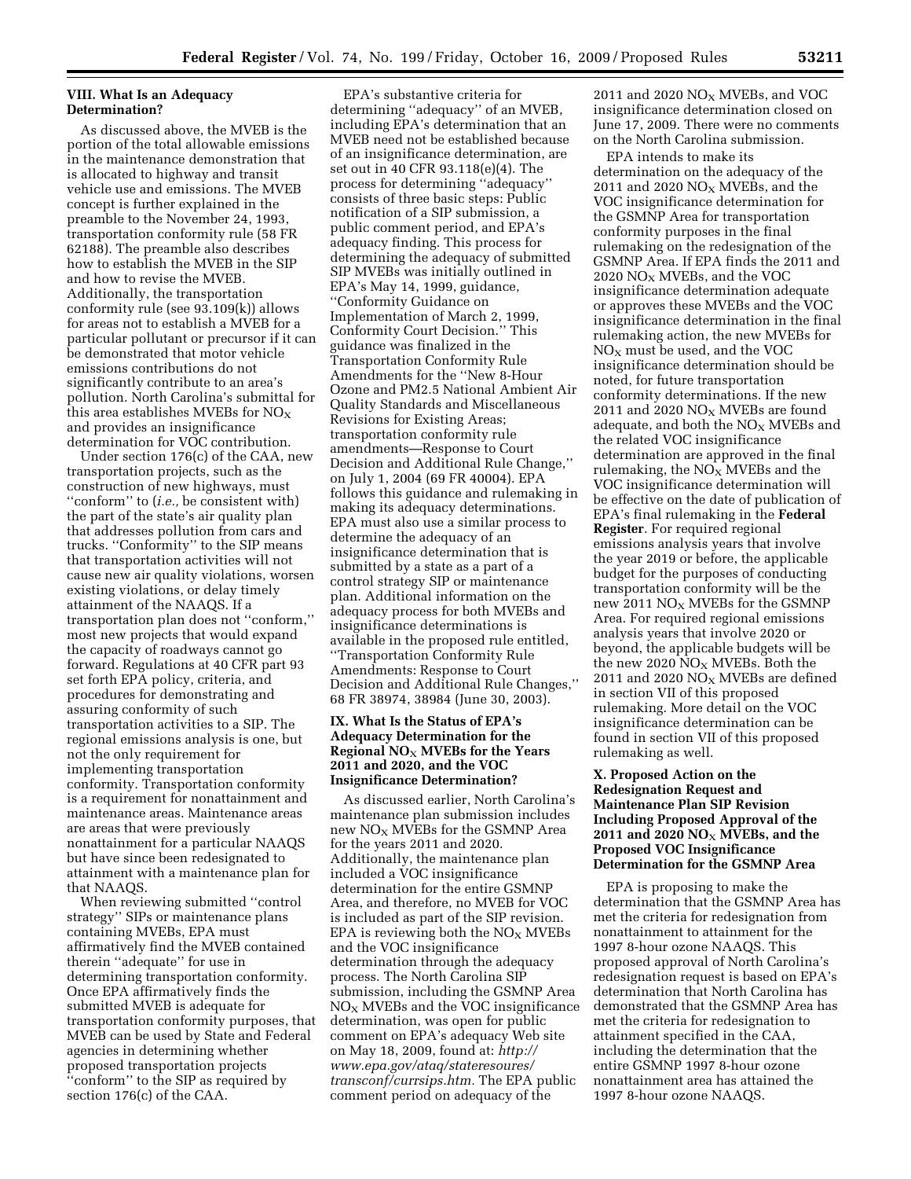## VIII. What Is an Adequacy Determination?

As discussed above, the MVEB is the portion of the total allowable emissions in the maintenance demonstration that is allocated to highway and transit vehicle use and emissions. The MVEB concept is further explained in the preamble to the November 24, 1993, transportation conformity rule (58 FR 62188). The preamble also describes how to establish the MVEB in the SIP and how to revise the MVEB. Additionally, the transportation conformity rule (see 93.109(k)) allows for areas not to establish a MVEB for a particular pollutant or precursor if it can be demonstrated that motor vehicle emissions contributions do not significantly contribute to an area's pollution. North Carolina's submittal for this area establishes MVEBs for $NO_X$ and provides an insignificance determination for VOC contribution.

Under section 176(c) of the CAA, new transportation projects, such as the construction of new highways, must ''conform'' to (*i.e.,* be consistent with) the part of the state's air quality plan that addresses pollution from cars and trucks. ''Conformity'' to the SIP means that transportation activities will not cause new air quality violations, worsen existing violations, or delay timely attainment of the NAAQS. If a transportation plan does not ''conform,'' most new projects that would expand the capacity of roadways cannot go forward. Regulations at 40 CFR part 93 set forth EPA policy, criteria, and procedures for demonstrating and assuring conformity of such transportation activities to a SIP. The regional emissions analysis is one, but not the only requirement for implementing transportation conformity. Transportation conformity is a requirement for nonattainment and maintenance areas. Maintenance areas are areas that were previously nonattainment for a particular NAAQS but have since been redesignated to attainment with a maintenance plan for that NAAQS.

When reviewing submitted ''control strategy'' SIPs or maintenance plans containing MVEBs, EPA must affirmatively find the MVEB contained therein ''adequate'' for use in determining transportation conformity. Once EPA affirmatively finds the submitted MVEB is adequate for transportation conformity purposes, that MVEB can be used by State and Federal agencies in determining whether proposed transportation projects ''conform'' to the SIP as required by section 176(c) of the CAA.

EPA's substantive criteria for determining ''adequacy'' of an MVEB, including EPA's determination that an MVEB need not be established because of an insignificance determination, are set out in 40 CFR 93.118(e)(4). The process for determining ''adequacy'' consists of three basic steps: Public notification of a SIP submission, a public comment period, and EPA's adequacy finding. This process for determining the adequacy of submitted SIP MVEBs was initially outlined in EPA's May 14, 1999, guidance, ''Conformity Guidance on Implementation of March 2, 1999, Conformity Court Decision.'' This guidance was finalized in the Transportation Conformity Rule Amendments for the ''New 8-Hour Ozone and PM2.5 National Ambient Air Quality Standards and Miscellaneous Revisions for Existing Areas; transportation conformity rule amendments—Response to Court Decision and Additional Rule Change,'' on July 1, 2004 (69 FR 40004). EPA follows this guidance and rulemaking in making its adequacy determinations. EPA must also use a similar process to determine the adequacy of an insignificance determination that is submitted by a state as a part of a control strategy SIP or maintenance plan. Additional information on the adequacy process for both MVEBs and insignificance determinations is available in the proposed rule entitled, ''Transportation Conformity Rule Amendments: Response to Court Decision and Additional Rule Changes,'' 68 FR 38974, 38984 (June 30, 2003).

## IX. What Is the Status of EPA's Adequacy Determination for the Regional $NO_X$ MVEBs for the Years 2011 and 2020, and the VOC Insignificance Determination?

As discussed earlier, North Carolina's maintenance plan submission includes new $NO_X$ MVEBs for the GSMNP Area for the years 2011 and 2020. Additionally, the maintenance plan included a VOC insignificance determination for the entire GSMNP Area, and therefore, no MVEB for VOC is included as part of the SIP revision. EPA is reviewing both the $NO_X$ MVEBs and the VOC insignificance determination through the adequacy process. The North Carolina SIP submission, including the GSMNP Area $NO_X$ MVEBs and the VOC insignificance determination, was open for public comment on EPA's adequacy Web site on May 18, 2009, found at: *http://www.epa.gov/ataq/stateresoures/transconf/currsips.htm.* The EPA public comment period on adequacy of the 2011 and 2020 $NO_X$ MVEBs, and VOC insignificance determination closed on June 17, 2009. There were no comments on the North Carolina submission.

EPA intends to make its determination on the adequacy of the 2011 and 2020 $NO_X$ MVEBs, and the VOC insignificance determination for the GSMNP Area for transportation conformity purposes in the final rulemaking on the redesignation of the GSMNP Area. If EPA finds the 2011 and 2020 $NO_X$ MVEBs, and the VOC insignificance determination adequate or approves these MVEBs and the VOC insignificance determination in the final rulemaking action, the new MVEBs for $NO_X$ must be used, and the VOC insignificance determination should be noted, for future transportation conformity determinations. If the new 2011 and 2020 $NO_X$ MVEBs are found adequate, and both the $NO_X$ MVEBs and the related VOC insignificance determination are approved in the final rulemaking, the $NO_X$ MVEBs and the VOC insignificance determination will be effective on the date of publication of EPA's final rulemaking in the **Federal Register**. For required regional emissions analysis years that involve the year 2019 or before, the applicable budget for the purposes of conducting transportation conformity will be the new 2011 $NO_X$ MVEBs for the GSMNP Area. For required regional emissions analysis years that involve 2020 or beyond, the applicable budgets will be the new 2020 $NO_X$ MVEBs. Both the 2011 and 2020 $NO_X$ MVEBs are defined in section VII of this proposed rulemaking. More detail on the VOC insignificance determination can be found in section VII of this proposed rulemaking as well.

## X. Proposed Action on the Redesignation Request and Maintenance Plan SIP Revision Including Proposed Approval of the 2011 and 2020 $NO_X$ MVEBs, and the Proposed VOC Insignificance Determination for the GSMNP Area

EPA is proposing to make the determination that the GSMNP Area has met the criteria for redesignation from nonattainment to attainment for the 1997 8-hour ozone NAAQS. This proposed approval of North Carolina's redesignation request is based on EPA's determination that North Carolina has demonstrated that the GSMNP Area has met the criteria for redesignation to attainment specified in the CAA, including the determination that the entire GSMNP 1997 8-hour ozone nonattainment area has attained the 1997 8-hour ozone NAAQS.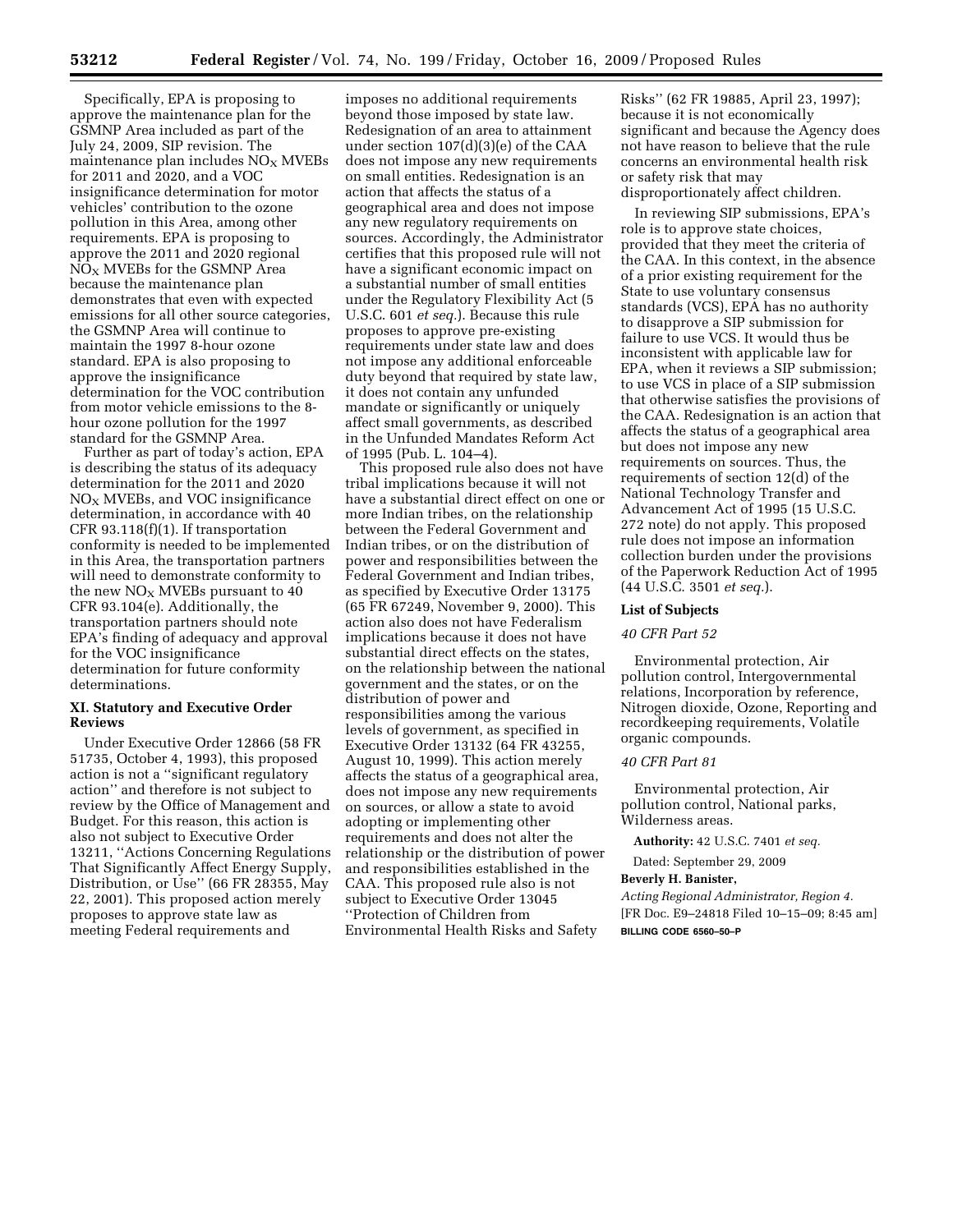Specifically, EPA is proposing to approve the maintenance plan for the GSMNP Area included as part of the July 24, 2009, SIP revision. The maintenance plan includes $NO_X$ MVEBs for 2011 and 2020, and a VOC insignificance determination for motor vehicles' contribution to the ozone pollution in this Area, among other requirements. EPA is proposing to approve the 2011 and 2020 regional $NO_X$ MVEBs for the GSMNP Area because the maintenance plan demonstrates that even with expected emissions for all other source categories, the GSMNP Area will continue to maintain the 1997 8-hour ozone standard. EPA is also proposing to approve the insignificance determination for the VOC contribution from motor vehicle emissions to the 8-hour ozone pollution for the 1997 standard for the GSMNP Area.

Further as part of today's action, EPA is describing the status of its adequacy determination for the 2011 and 2020 $NO_X$ MVEBs, and VOC insignificance determination, in accordance with 40 CFR 93.118(f)(1). If transportation conformity is needed to be implemented in this Area, the transportation partners will need to demonstrate conformity to the new $NO_X$ MVEBs pursuant to 40 CFR 93.104(e). Additionally, the transportation partners should note EPA's finding of adequacy and approval for the VOC insignificance determination for future conformity determinations.

## XI. Statutory and Executive Order Reviews

Under Executive Order 12866 (58 FR 51735, October 4, 1993), this proposed action is not a "significant regulatory action" and therefore is not subject to review by the Office of Management and Budget. For this reason, this action is also not subject to Executive Order 13211, "Actions Concerning Regulations That Significantly Affect Energy Supply, Distribution, or Use" (66 FR 28355, May 22, 2001). This proposed action merely proposes to approve state law as meeting Federal requirements and imposes no additional requirements beyond those imposed by state law. Redesignation of an area to attainment under section 107(d)(3)(e) of the CAA does not impose any new requirements on small entities. Redesignation is an action that affects the status of a geographical area and does not impose any new regulatory requirements on sources. Accordingly, the Administrator certifies that this proposed rule will not have a significant economic impact on a substantial number of small entities under the Regulatory Flexibility Act (5 U.S.C. 601 *et seq.*). Because this rule proposes to approve pre-existing requirements under state law and does not impose any additional enforceable duty beyond that required by state law, it does not contain any unfunded mandate or significantly or uniquely affect small governments, as described in the Unfunded Mandates Reform Act of 1995 (Pub. L. 104–4).

This proposed rule also does not have tribal implications because it will not have a substantial direct effect on one or more Indian tribes, on the relationship between the Federal Government and Indian tribes, or on the distribution of power and responsibilities between the Federal Government and Indian tribes, as specified by Executive Order 13175 (65 FR 67249, November 9, 2000). This action also does not have Federalism implications because it does not have substantial direct effects on the states, on the relationship between the national government and the states, or on the distribution of power and responsibilities among the various levels of government, as specified in Executive Order 13132 (64 FR 43255, August 10, 1999). This action merely affects the status of a geographical area, does not impose any new requirements on sources, or allow a state to avoid adopting or implementing other requirements and does not alter the relationship or the distribution of power and responsibilities established in the CAA. This proposed rule also is not subject to Executive Order 13045 "Protection of Children from Environmental Health Risks and Safety Risks" (62 FR 19885, April 23, 1997); because it is not economically significant and because the Agency does not have reason to believe that the rule concerns an environmental health risk or safety risk that may disproportionately affect children.

In reviewing SIP submissions, EPA's role is to approve state choices, provided that they meet the criteria of the CAA. In this context, in the absence of a prior existing requirement for the State to use voluntary consensus standards (VCS), EPA has no authority to disapprove a SIP submission for failure to use VCS. It would thus be inconsistent with applicable law for EPA, when it reviews a SIP submission; to use VCS in place of a SIP submission that otherwise satisfies the provisions of the CAA. Redesignation is an action that affects the status of a geographical area but does not impose any new requirements on sources. Thus, the requirements of section 12(d) of the National Technology Transfer and Advancement Act of 1995 (15 U.S.C. 272 note) do not apply. This proposed rule does not impose an information collection burden under the provisions of the Paperwork Reduction Act of 1995 (44 U.S.C. 3501 *et seq.*).

### List of Subjects

*40 CFR Part 52*

Environmental protection, Air pollution control, Intergovernmental relations, Incorporation by reference, Nitrogen dioxide, Ozone, Reporting and recordkeeping requirements, Volatile organic compounds.

*40 CFR Part 81*

Environmental protection, Air pollution control, National parks, Wilderness areas.

**Authority:** 42 U.S.C. 7401 *et seq.*

Dated: September 29, 2009

**Beverly H. Banister,**

*Acting Regional Administrator, Region 4.*

[FR Doc. E9–24818 Filed 10–15–09; 8:45 am]

**BILLING CODE 6560–50–P**